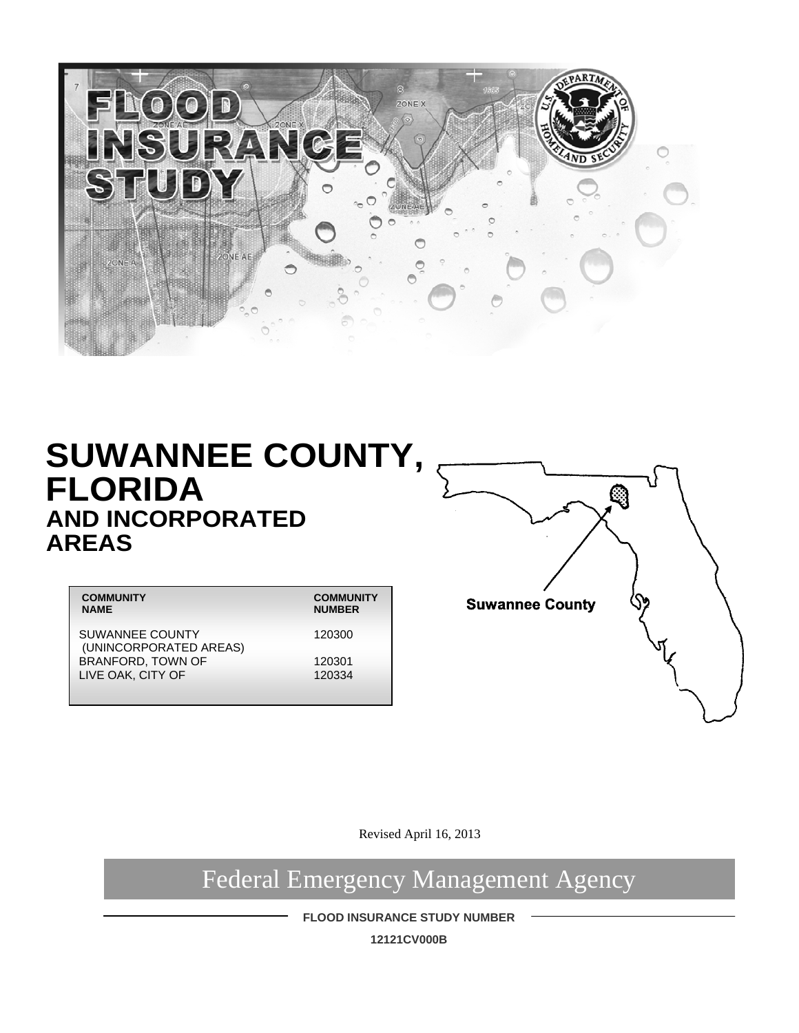# FLOOD INSURANCE STUDY

# SUWANNEE COUNTY, FLORIDA

## AND INCORPORATED AREAS

| COMMUNITY NAME | COMMUNITY NUMBER |
|---|---|
| SUWANNEE COUNTY (UNINCORPORATED AREAS) | 120300 |
| BRANFORD, TOWN OF | 120301 |
| LIVE OAK, CITY OF | 120334 |

Suwannee County

Revised April 16, 2013

Federal Emergency Management Agency

FLOOD INSURANCE STUDY NUMBER

12121CV000B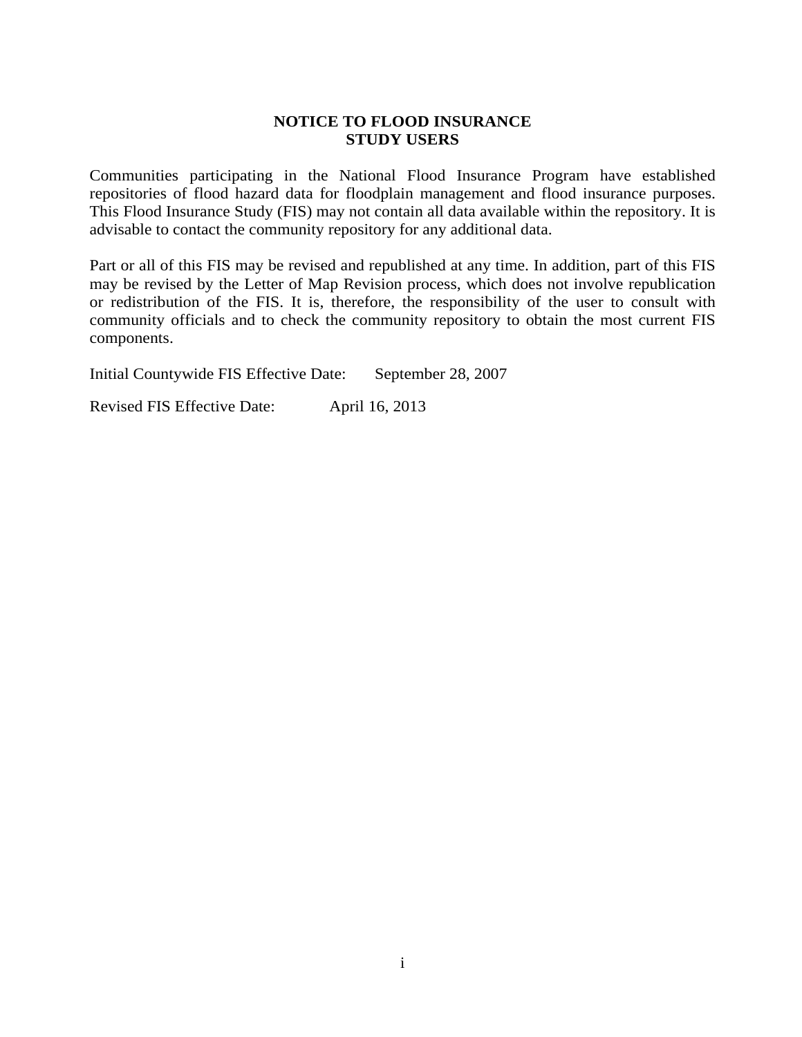# NOTICE TO FLOOD INSURANCE STUDY USERS

Communities participating in the National Flood Insurance Program have established repositories of flood hazard data for floodplain management and flood insurance purposes. This Flood Insurance Study (FIS) may not contain all data available within the repository. It is advisable to contact the community repository for any additional data.

Part or all of this FIS may be revised and republished at any time. In addition, part of this FIS may be revised by the Letter of Map Revision process, which does not involve republication or redistribution of the FIS. It is, therefore, the responsibility of the user to consult with community officials and to check the community repository to obtain the most current FIS components.

Initial Countywide FIS Effective Date: September 28, 2007

Revised FIS Effective Date: April 16, 2013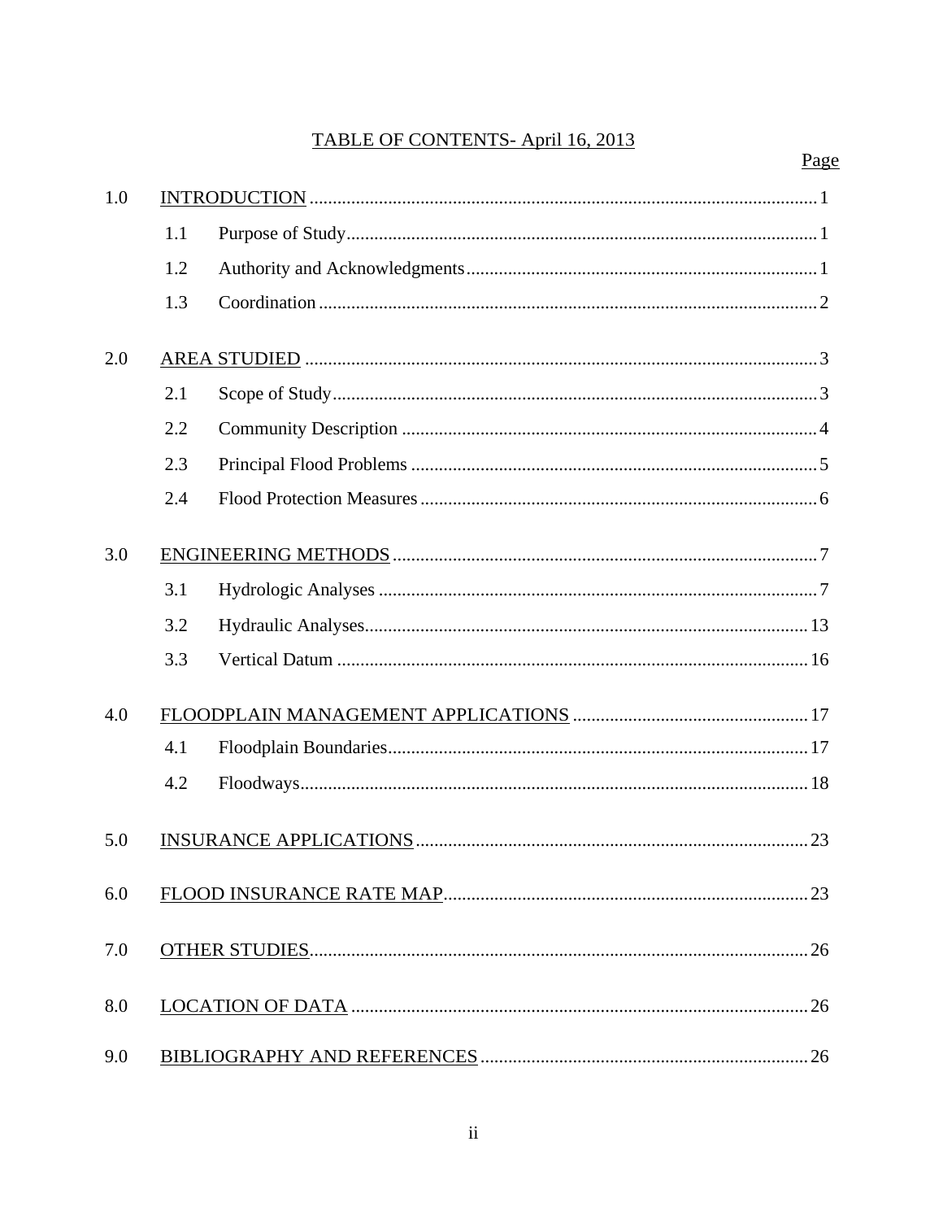# TABLE OF CONTENTS- April 16, 2013

| | | | Page |
|---|---|---|---|
| 1.0 | INTRODUCTION | | 1 |
| | 1.1 | Purpose of Study | 1 |
| | 1.2 | Authority and Acknowledgments | 1 |
| | 1.3 | Coordination | 2 |
| 2.0 | AREA STUDIED | | 3 |
| | 2.1 | Scope of Study | 3 |
| | 2.2 | Community Description | 4 |
| | 2.3 | Principal Flood Problems | 5 |
| | 2.4 | Flood Protection Measures | 6 |
| 3.0 | ENGINEERING METHODS | | 7 |
| | 3.1 | Hydrologic Analyses | 7 |
| | 3.2 | Hydraulic Analyses | 13 |
| | 3.3 | Vertical Datum | 16 |
| 4.0 | FLOODPLAIN MANAGEMENT APPLICATIONS | | 17 |
| | 4.1 | Floodplain Boundaries | 17 |
| | 4.2 | Floodways | 18 |
| 5.0 | INSURANCE APPLICATIONS | | 23 |
| 6.0 | FLOOD INSURANCE RATE MAP | | 23 |
| 7.0 | OTHER STUDIES | | 26 |
| 8.0 | LOCATION OF DATA | | 26 |
| 9.0 | BIBLIOGRAPHY AND REFERENCES | | 26 |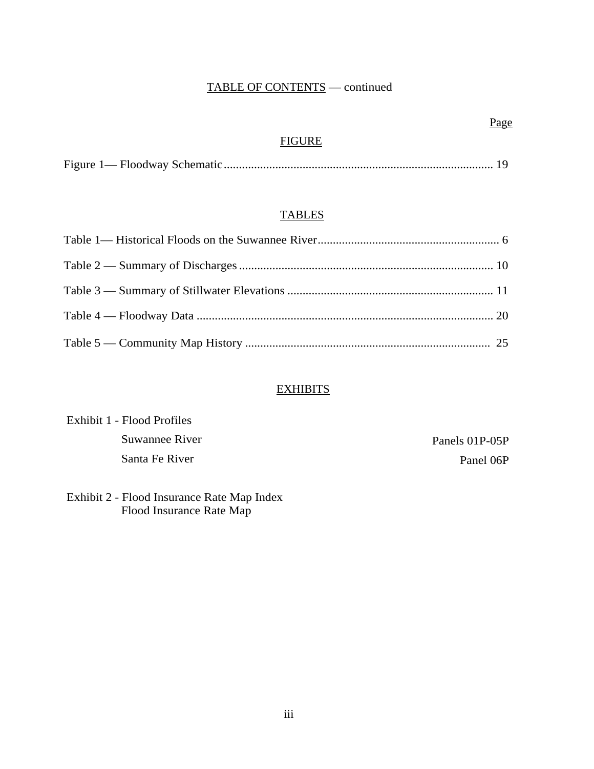## TABLE OF CONTENTS — continued

Page

### FIGURE

Figure 1— Floodway Schematic........................................................................................ 19

### TABLES

Table 1— Historical Floods on the Suwannee River............................................................ 6

Table 2 — Summary of Discharges .................................................................................... 10

Table 3 — Summary of Stillwater Elevations .................................................................... 11

Table 4 — Floodway Data .................................................................................................. 20

Table 5 — Community Map History ................................................................................. 25

### EXHIBITS

Exhibit 1 - Flood Profiles

- Suwannee River — Panels 01P-05P
- Santa Fe River — Panel 06P

Exhibit 2 - Flood Insurance Rate Map Index
Flood Insurance Rate Map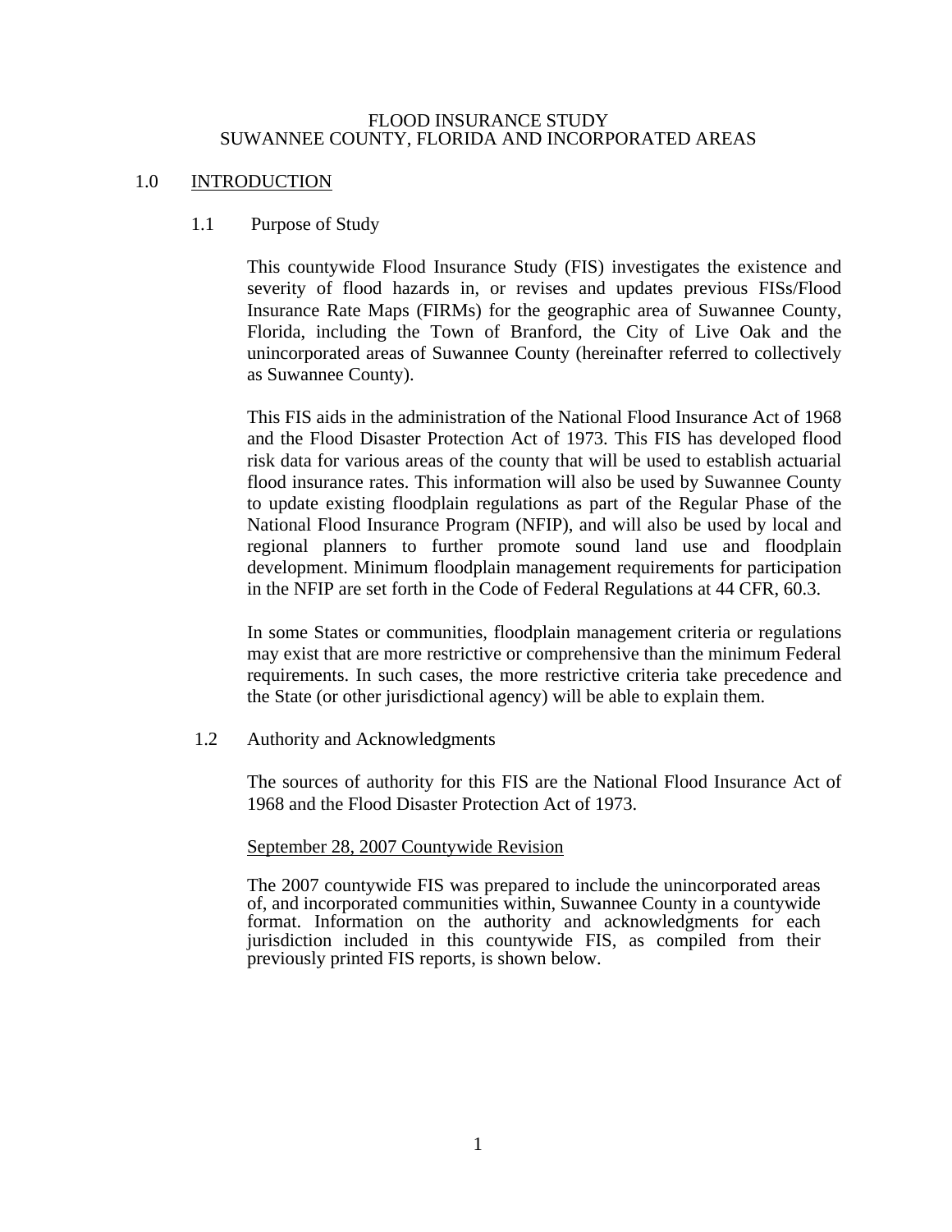# FLOOD INSURANCE STUDY
# SUWANNEE COUNTY, FLORIDA AND INCORPORATED AREAS

## 1.0 INTRODUCTION

### 1.1 Purpose of Study

This countywide Flood Insurance Study (FIS) investigates the existence and severity of flood hazards in, or revises and updates previous FISs/Flood Insurance Rate Maps (FIRMs) for the geographic area of Suwannee County, Florida, including the Town of Branford, the City of Live Oak and the unincorporated areas of Suwannee County (hereinafter referred to collectively as Suwannee County).

This FIS aids in the administration of the National Flood Insurance Act of 1968 and the Flood Disaster Protection Act of 1973. This FIS has developed flood risk data for various areas of the county that will be used to establish actuarial flood insurance rates. This information will also be used by Suwannee County to update existing floodplain regulations as part of the Regular Phase of the National Flood Insurance Program (NFIP), and will also be used by local and regional planners to further promote sound land use and floodplain development. Minimum floodplain management requirements for participation in the NFIP are set forth in the Code of Federal Regulations at 44 CFR, 60.3.

In some States or communities, floodplain management criteria or regulations may exist that are more restrictive or comprehensive than the minimum Federal requirements. In such cases, the more restrictive criteria take precedence and the State (or other jurisdictional agency) will be able to explain them.

### 1.2 Authority and Acknowledgments

The sources of authority for this FIS are the National Flood Insurance Act of 1968 and the Flood Disaster Protection Act of 1973.

September 28, 2007 Countywide Revision

The 2007 countywide FIS was prepared to include the unincorporated areas of, and incorporated communities within, Suwannee County in a countywide format. Information on the authority and acknowledgments for each jurisdiction included in this countywide FIS, as compiled from their previously printed FIS reports, is shown below.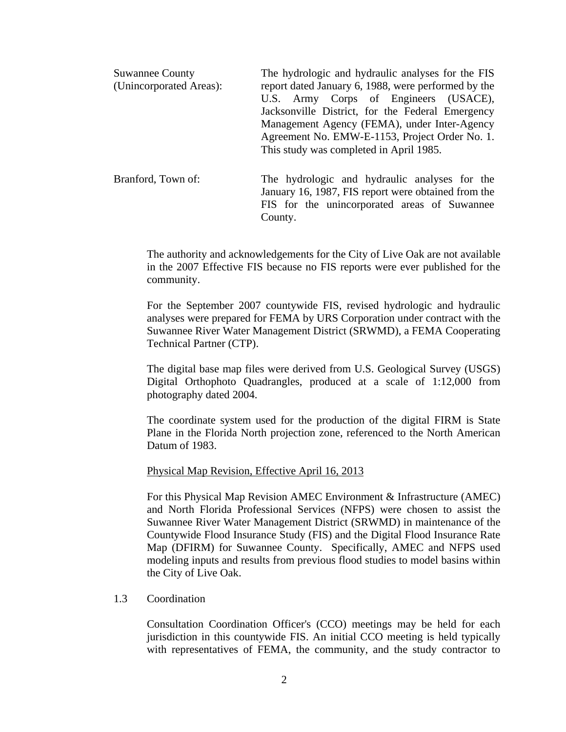| | |
|---|---|
| Suwannee County (Unincorporated Areas): | The hydrologic and hydraulic analyses for the FIS report dated January 6, 1988, were performed by the U.S. Army Corps of Engineers (USACE), Jacksonville District, for the Federal Emergency Management Agency (FEMA), under Inter-Agency Agreement No. EMW-E-1153, Project Order No. 1. This study was completed in April 1985. |
| Branford, Town of: | The hydrologic and hydraulic analyses for the January 16, 1987, FIS report were obtained from the FIS for the unincorporated areas of Suwannee County. |

The authority and acknowledgements for the City of Live Oak are not available in the 2007 Effective FIS because no FIS reports were ever published for the community.

For the September 2007 countywide FIS, revised hydrologic and hydraulic analyses were prepared for FEMA by URS Corporation under contract with the Suwannee River Water Management District (SRWMD), a FEMA Cooperating Technical Partner (CTP).

The digital base map files were derived from U.S. Geological Survey (USGS) Digital Orthophoto Quadrangles, produced at a scale of 1:12,000 from photography dated 2004.

The coordinate system used for the production of the digital FIRM is State Plane in the Florida North projection zone, referenced to the North American Datum of 1983.

Physical Map Revision, Effective April 16, 2013

For this Physical Map Revision AMEC Environment & Infrastructure (AMEC) and North Florida Professional Services (NFPS) were chosen to assist the Suwannee River Water Management District (SRWMD) in maintenance of the Countywide Flood Insurance Study (FIS) and the Digital Flood Insurance Rate Map (DFIRM) for Suwannee County. Specifically, AMEC and NFPS used modeling inputs and results from previous flood studies to model basins within the City of Live Oak.

## 1.3 Coordination

Consultation Coordination Officer's (CCO) meetings may be held for each jurisdiction in this countywide FIS. An initial CCO meeting is held typically with representatives of FEMA, the community, and the study contractor to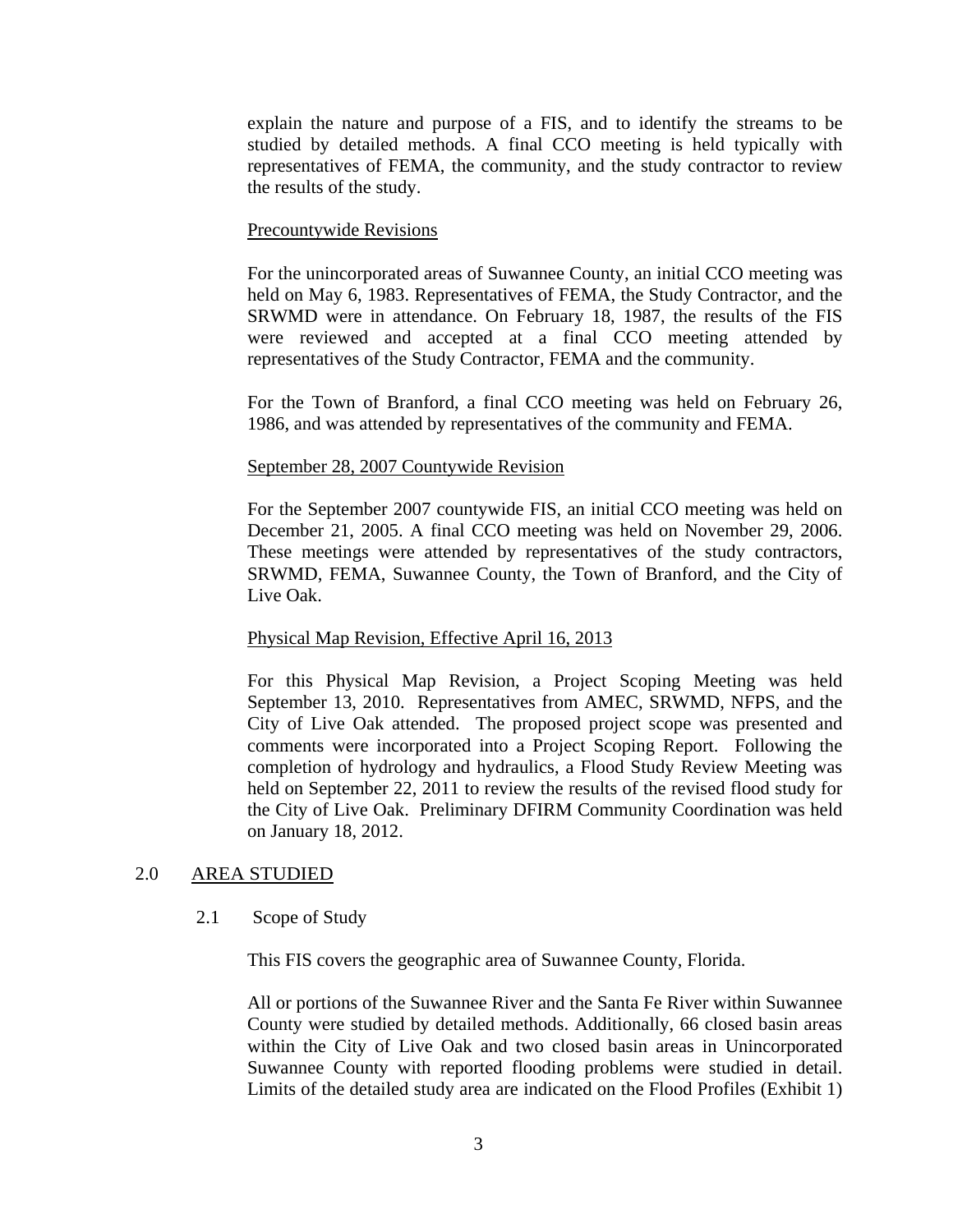explain the nature and purpose of a FIS, and to identify the streams to be studied by detailed methods. A final CCO meeting is held typically with representatives of FEMA, the community, and the study contractor to review the results of the study.

<u>Precountywide Revisions</u>

For the unincorporated areas of Suwannee County, an initial CCO meeting was held on May 6, 1983. Representatives of FEMA, the Study Contractor, and the SRWMD were in attendance. On February 18, 1987, the results of the FIS were reviewed and accepted at a final CCO meeting attended by representatives of the Study Contractor, FEMA and the community.

For the Town of Branford, a final CCO meeting was held on February 26, 1986, and was attended by representatives of the community and FEMA.

<u>September 28, 2007 Countywide Revision</u>

For the September 2007 countywide FIS, an initial CCO meeting was held on December 21, 2005. A final CCO meeting was held on November 29, 2006. These meetings were attended by representatives of the study contractors, SRWMD, FEMA, Suwannee County, the Town of Branford, and the City of Live Oak.

<u>Physical Map Revision, Effective April 16, 2013</u>

For this Physical Map Revision, a Project Scoping Meeting was held September 13, 2010. Representatives from AMEC, SRWMD, NFPS, and the City of Live Oak attended. The proposed project scope was presented and comments were incorporated into a Project Scoping Report. Following the completion of hydrology and hydraulics, a Flood Study Review Meeting was held on September 22, 2011 to review the results of the revised flood study for the City of Live Oak. Preliminary DFIRM Community Coordination was held on January 18, 2012.

## 2.0 AREA STUDIED

### 2.1 Scope of Study

This FIS covers the geographic area of Suwannee County, Florida.

All or portions of the Suwannee River and the Santa Fe River within Suwannee County were studied by detailed methods. Additionally, 66 closed basin areas within the City of Live Oak and two closed basin areas in Unincorporated Suwannee County with reported flooding problems were studied in detail. Limits of the detailed study area are indicated on the Flood Profiles (Exhibit 1)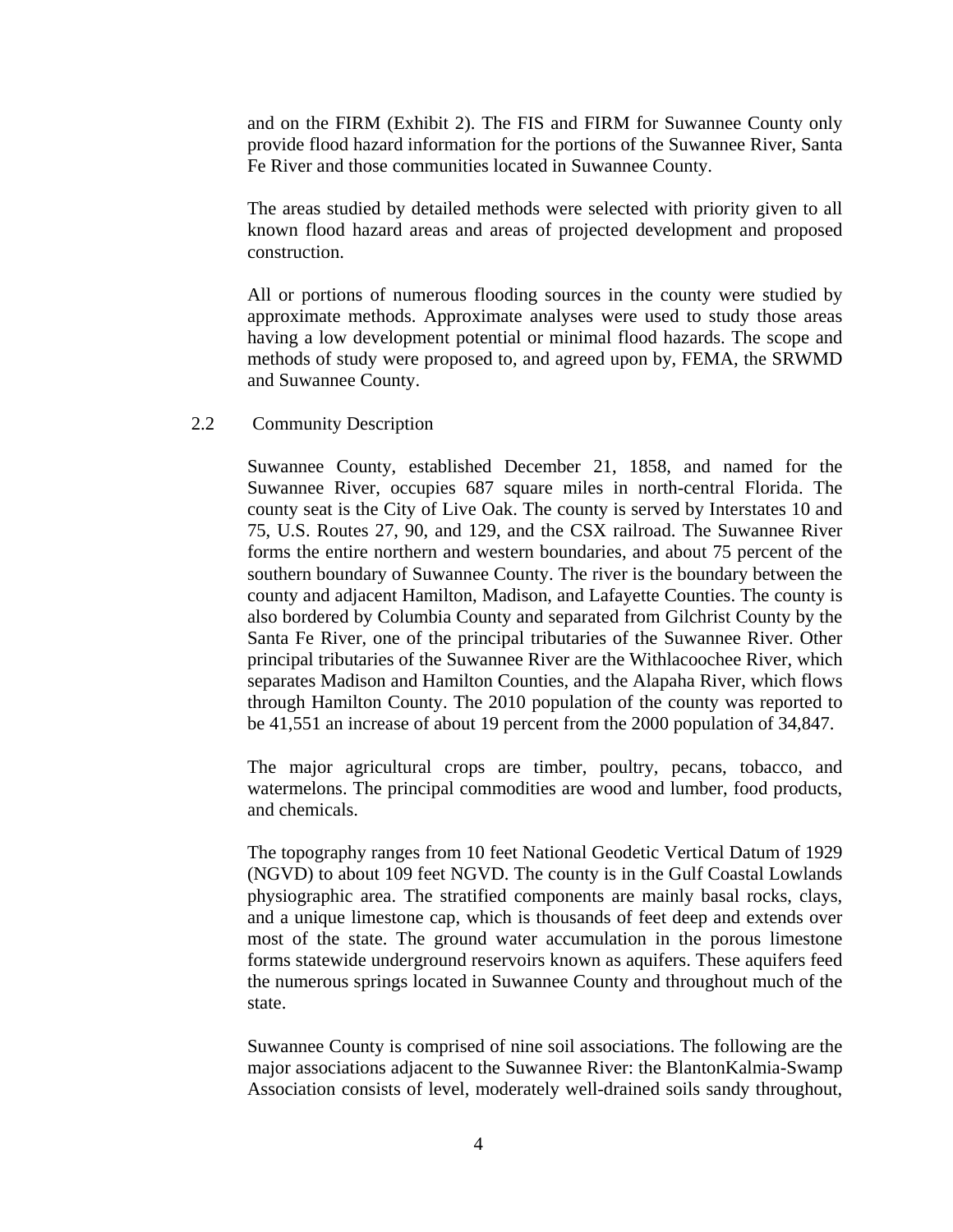and on the FIRM (Exhibit 2). The FIS and FIRM for Suwannee County only provide flood hazard information for the portions of the Suwannee River, Santa Fe River and those communities located in Suwannee County.

The areas studied by detailed methods were selected with priority given to all known flood hazard areas and areas of projected development and proposed construction.

All or portions of numerous flooding sources in the county were studied by approximate methods. Approximate analyses were used to study those areas having a low development potential or minimal flood hazards. The scope and methods of study were proposed to, and agreed upon by, FEMA, the SRWMD and Suwannee County.

## 2.2 Community Description

Suwannee County, established December 21, 1858, and named for the Suwannee River, occupies 687 square miles in north-central Florida. The county seat is the City of Live Oak. The county is served by Interstates 10 and 75, U.S. Routes 27, 90, and 129, and the CSX railroad. The Suwannee River forms the entire northern and western boundaries, and about 75 percent of the southern boundary of Suwannee County. The river is the boundary between the county and adjacent Hamilton, Madison, and Lafayette Counties. The county is also bordered by Columbia County and separated from Gilchrist County by the Santa Fe River, one of the principal tributaries of the Suwannee River. Other principal tributaries of the Suwannee River are the Withlacoochee River, which separates Madison and Hamilton Counties, and the Alapaha River, which flows through Hamilton County. The 2010 population of the county was reported to be 41,551 an increase of about 19 percent from the 2000 population of 34,847.

The major agricultural crops are timber, poultry, pecans, tobacco, and watermelons. The principal commodities are wood and lumber, food products, and chemicals.

The topography ranges from 10 feet National Geodetic Vertical Datum of 1929 (NGVD) to about 109 feet NGVD. The county is in the Gulf Coastal Lowlands physiographic area. The stratified components are mainly basal rocks, clays, and a unique limestone cap, which is thousands of feet deep and extends over most of the state. The ground water accumulation in the porous limestone forms statewide underground reservoirs known as aquifers. These aquifers feed the numerous springs located in Suwannee County and throughout much of the state.

Suwannee County is comprised of nine soil associations. The following are the major associations adjacent to the Suwannee River: the BlantonKalmia-Swamp Association consists of level, moderately well-drained soils sandy throughout,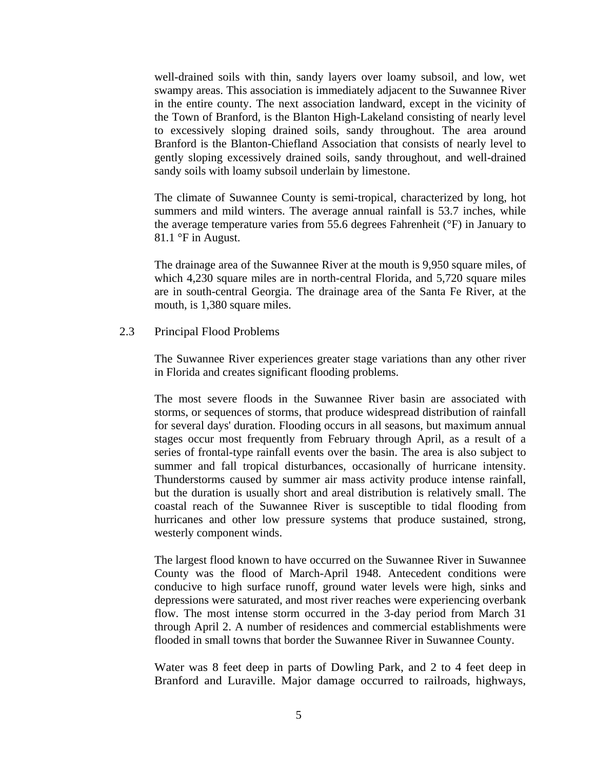well-drained soils with thin, sandy layers over loamy subsoil, and low, wet swampy areas. This association is immediately adjacent to the Suwannee River in the entire county. The next association landward, except in the vicinity of the Town of Branford, is the Blanton High-Lakeland consisting of nearly level to excessively sloping drained soils, sandy throughout. The area around Branford is the Blanton-Chiefland Association that consists of nearly level to gently sloping excessively drained soils, sandy throughout, and well-drained sandy soils with loamy subsoil underlain by limestone.

The climate of Suwannee County is semi-tropical, characterized by long, hot summers and mild winters. The average annual rainfall is 53.7 inches, while the average temperature varies from 55.6 degrees Fahrenheit (°F) in January to 81.1 °F in August.

The drainage area of the Suwannee River at the mouth is 9,950 square miles, of which 4,230 square miles are in north-central Florida, and 5,720 square miles are in south-central Georgia. The drainage area of the Santa Fe River, at the mouth, is 1,380 square miles.

## 2.3 Principal Flood Problems

The Suwannee River experiences greater stage variations than any other river in Florida and creates significant flooding problems.

The most severe floods in the Suwannee River basin are associated with storms, or sequences of storms, that produce widespread distribution of rainfall for several days' duration. Flooding occurs in all seasons, but maximum annual stages occur most frequently from February through April, as a result of a series of frontal-type rainfall events over the basin. The area is also subject to summer and fall tropical disturbances, occasionally of hurricane intensity. Thunderstorms caused by summer air mass activity produce intense rainfall, but the duration is usually short and areal distribution is relatively small. The coastal reach of the Suwannee River is susceptible to tidal flooding from hurricanes and other low pressure systems that produce sustained, strong, westerly component winds.

The largest flood known to have occurred on the Suwannee River in Suwannee County was the flood of March-April 1948. Antecedent conditions were conducive to high surface runoff, ground water levels were high, sinks and depressions were saturated, and most river reaches were experiencing overbank flow. The most intense storm occurred in the 3-day period from March 31 through April 2. A number of residences and commercial establishments were flooded in small towns that border the Suwannee River in Suwannee County.

Water was 8 feet deep in parts of Dowling Park, and 2 to 4 feet deep in Branford and Luraville. Major damage occurred to railroads, highways,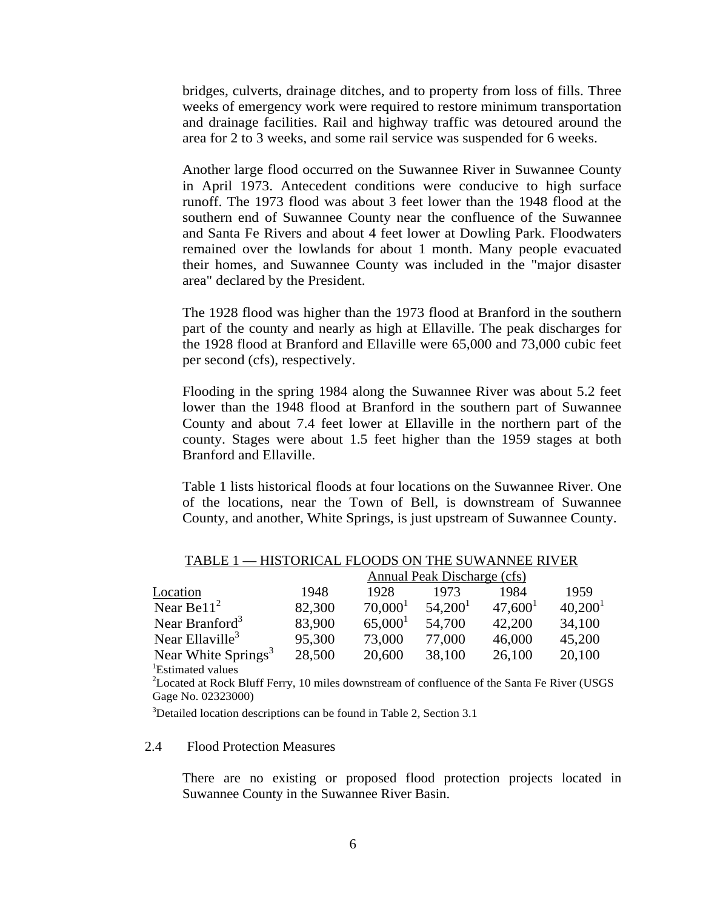bridges, culverts, drainage ditches, and to property from loss of fills. Three weeks of emergency work were required to restore minimum transportation and drainage facilities. Rail and highway traffic was detoured around the area for 2 to 3 weeks, and some rail service was suspended for 6 weeks.

Another large flood occurred on the Suwannee River in Suwannee County in April 1973. Antecedent conditions were conducive to high surface runoff. The 1973 flood was about 3 feet lower than the 1948 flood at the southern end of Suwannee County near the confluence of the Suwannee and Santa Fe Rivers and about 4 feet lower at Dowling Park. Floodwaters remained over the lowlands for about 1 month. Many people evacuated their homes, and Suwannee County was included in the "major disaster area" declared by the President.

The 1928 flood was higher than the 1973 flood at Branford in the southern part of the county and nearly as high at Ellaville. The peak discharges for the 1928 flood at Branford and Ellaville were 65,000 and 73,000 cubic feet per second (cfs), respectively.

Flooding in the spring 1984 along the Suwannee River was about 5.2 feet lower than the 1948 flood at Branford in the southern part of Suwannee County and about 7.4 feet lower at Ellaville in the northern part of the county. Stages were about 1.5 feet higher than the 1959 stages at both Branford and Ellaville.

Table 1 lists historical floods at four locations on the Suwannee River. One of the locations, near the Town of Bell, is downstream of Suwannee County, and another, White Springs, is just upstream of Suwannee County.

TABLE 1 — HISTORICAL FLOODS ON THE SUWANNEE RIVER

| | Annual Peak Discharge (cfs) | | | | |
|---|---|---|---|---|---|
| Location | 1948 | 1928 | 1973 | 1984 | 1959 |
| Near Be11[2] | 82,300 | 70,000[1] | 54,200[1] | 47,600[1] | 40,200[1] |
| Near Branford[3] | 83,900 | 65,000[1] | 54,700 | 42,200 | 34,100 |
| Near Ellaville[3] | 95,300 | 73,000 | 77,000 | 46,000 | 45,200 |
| Near White Springs[3] | 28,500 | 20,600 | 38,100 | 26,100 | 20,100 |

[1]Estimated values

[2]Located at Rock Bluff Ferry, 10 miles downstream of confluence of the Santa Fe River (USGS Gage No. 02323000)

[3]Detailed location descriptions can be found in Table 2, Section 3.1

## 2.4 Flood Protection Measures

There are no existing or proposed flood protection projects located in Suwannee County in the Suwannee River Basin.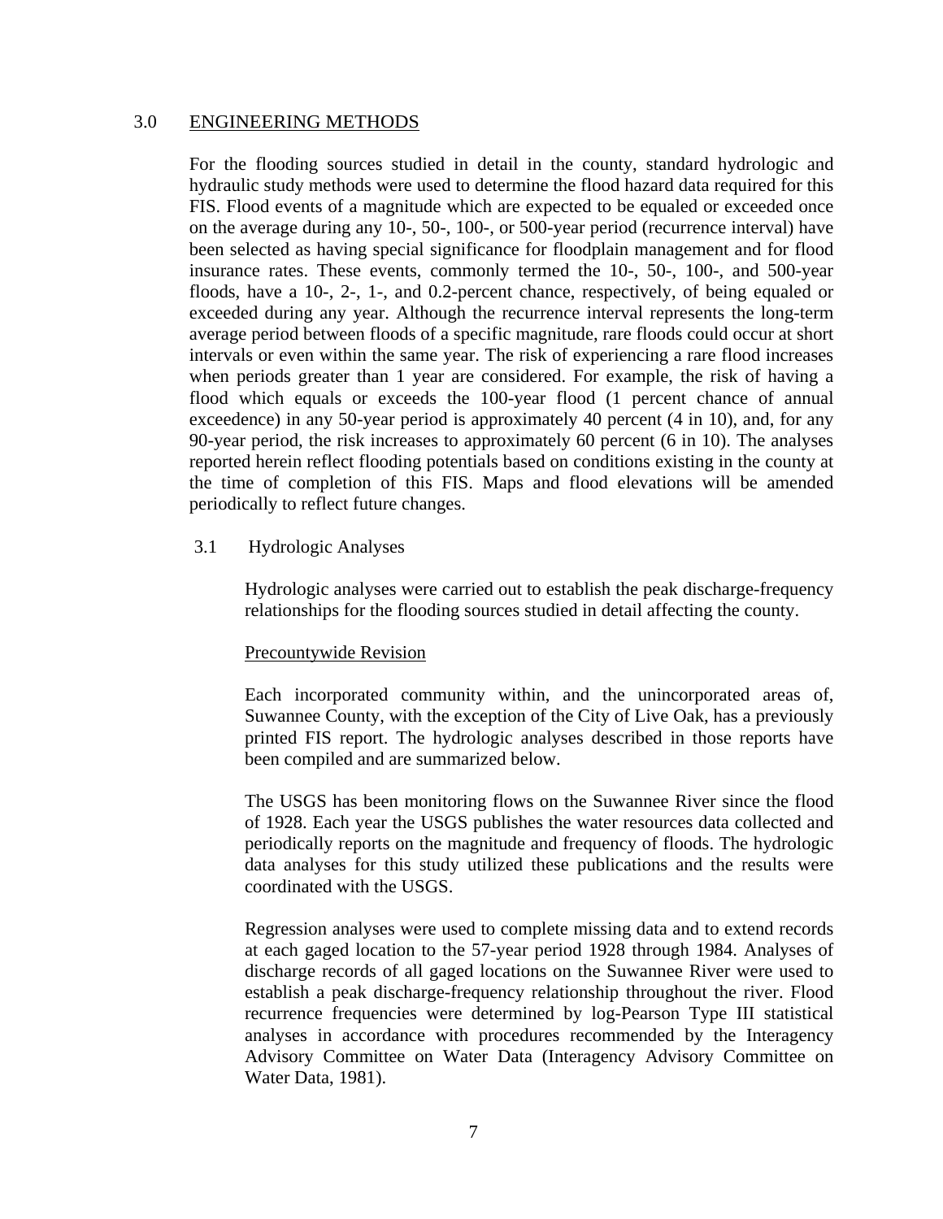## 3.0 ENGINEERING METHODS

For the flooding sources studied in detail in the county, standard hydrologic and hydraulic study methods were used to determine the flood hazard data required for this FIS. Flood events of a magnitude which are expected to be equaled or exceeded once on the average during any 10-, 50-, 100-, or 500-year period (recurrence interval) have been selected as having special significance for floodplain management and for flood insurance rates. These events, commonly termed the 10-, 50-, 100-, and 500-year floods, have a 10-, 2-, 1-, and 0.2-percent chance, respectively, of being equaled or exceeded during any year. Although the recurrence interval represents the long-term average period between floods of a specific magnitude, rare floods could occur at short intervals or even within the same year. The risk of experiencing a rare flood increases when periods greater than 1 year are considered. For example, the risk of having a flood which equals or exceeds the 100-year flood (1 percent chance of annual exceedence) in any 50-year period is approximately 40 percent (4 in 10), and, for any 90-year period, the risk increases to approximately 60 percent (6 in 10). The analyses reported herein reflect flooding potentials based on conditions existing in the county at the time of completion of this FIS. Maps and flood elevations will be amended periodically to reflect future changes.

### 3.1 Hydrologic Analyses

Hydrologic analyses were carried out to establish the peak discharge-frequency relationships for the flooding sources studied in detail affecting the county.

Precountywide Revision

Each incorporated community within, and the unincorporated areas of, Suwannee County, with the exception of the City of Live Oak, has a previously printed FIS report. The hydrologic analyses described in those reports have been compiled and are summarized below.

The USGS has been monitoring flows on the Suwannee River since the flood of 1928. Each year the USGS publishes the water resources data collected and periodically reports on the magnitude and frequency of floods. The hydrologic data analyses for this study utilized these publications and the results were coordinated with the USGS.

Regression analyses were used to complete missing data and to extend records at each gaged location to the 57-year period 1928 through 1984. Analyses of discharge records of all gaged locations on the Suwannee River were used to establish a peak discharge-frequency relationship throughout the river. Flood recurrence frequencies were determined by log-Pearson Type III statistical analyses in accordance with procedures recommended by the Interagency Advisory Committee on Water Data (Interagency Advisory Committee on Water Data, 1981).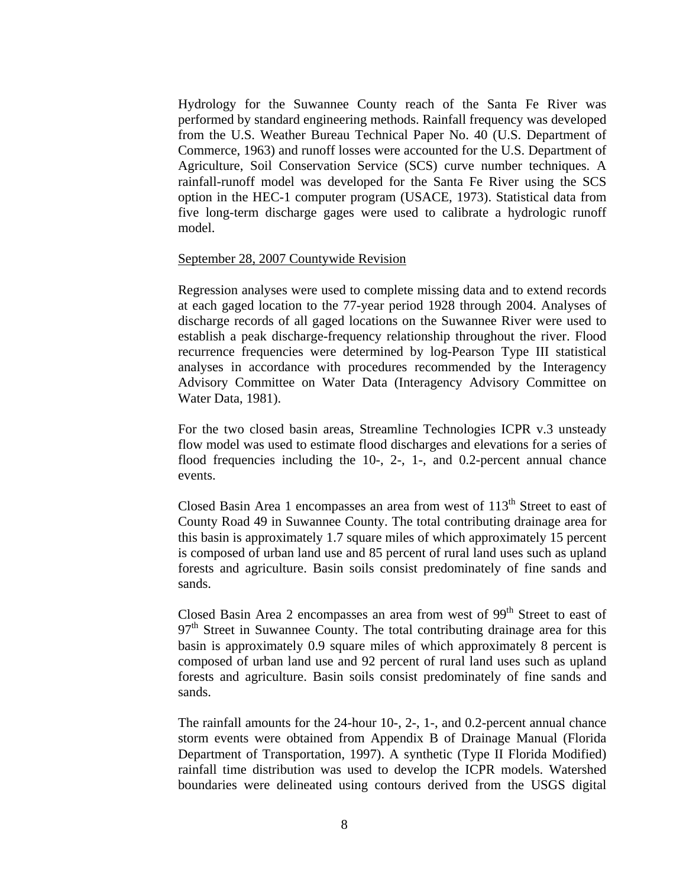Hydrology for the Suwannee County reach of the Santa Fe River was performed by standard engineering methods. Rainfall frequency was developed from the U.S. Weather Bureau Technical Paper No. 40 (U.S. Department of Commerce, 1963) and runoff losses were accounted for the U.S. Department of Agriculture, Soil Conservation Service (SCS) curve number techniques. A rainfall-runoff model was developed for the Santa Fe River using the SCS option in the HEC-1 computer program (USACE, 1973). Statistical data from five long-term discharge gages were used to calibrate a hydrologic runoff model.

<u>September 28, 2007 Countywide Revision</u>

Regression analyses were used to complete missing data and to extend records at each gaged location to the 77-year period 1928 through 2004. Analyses of discharge records of all gaged locations on the Suwannee River were used to establish a peak discharge-frequency relationship throughout the river. Flood recurrence frequencies were determined by log-Pearson Type III statistical analyses in accordance with procedures recommended by the Interagency Advisory Committee on Water Data (Interagency Advisory Committee on Water Data, 1981).

For the two closed basin areas, Streamline Technologies ICPR v.3 unsteady flow model was used to estimate flood discharges and elevations for a series of flood frequencies including the 10-, 2-, 1-, and 0.2-percent annual chance events.

Closed Basin Area 1 encompasses an area from west of 113th Street to east of County Road 49 in Suwannee County. The total contributing drainage area for this basin is approximately 1.7 square miles of which approximately 15 percent is composed of urban land use and 85 percent of rural land uses such as upland forests and agriculture. Basin soils consist predominately of fine sands and sands.

Closed Basin Area 2 encompasses an area from west of 99th Street to east of 97th Street in Suwannee County. The total contributing drainage area for this basin is approximately 0.9 square miles of which approximately 8 percent is composed of urban land use and 92 percent of rural land uses such as upland forests and agriculture. Basin soils consist predominately of fine sands and sands.

The rainfall amounts for the 24-hour 10-, 2-, 1-, and 0.2-percent annual chance storm events were obtained from Appendix B of Drainage Manual (Florida Department of Transportation, 1997). A synthetic (Type II Florida Modified) rainfall time distribution was used to develop the ICPR models. Watershed boundaries were delineated using contours derived from the USGS digital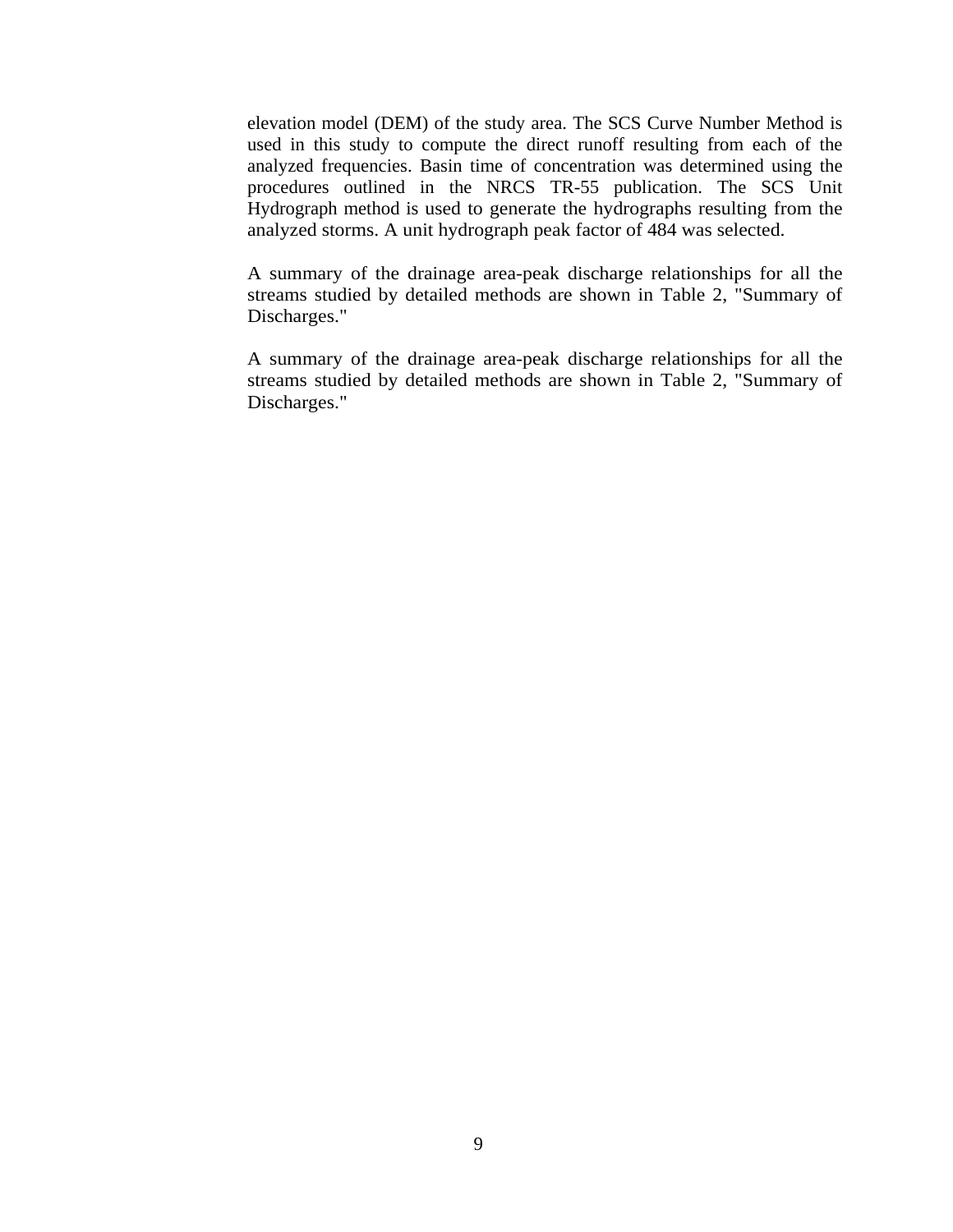elevation model (DEM) of the study area. The SCS Curve Number Method is used in this study to compute the direct runoff resulting from each of the analyzed frequencies. Basin time of concentration was determined using the procedures outlined in the NRCS TR-55 publication. The SCS Unit Hydrograph method is used to generate the hydrographs resulting from the analyzed storms. A unit hydrograph peak factor of 484 was selected.

A summary of the drainage area-peak discharge relationships for all the streams studied by detailed methods are shown in Table 2, "Summary of Discharges."

A summary of the drainage area-peak discharge relationships for all the streams studied by detailed methods are shown in Table 2, "Summary of Discharges."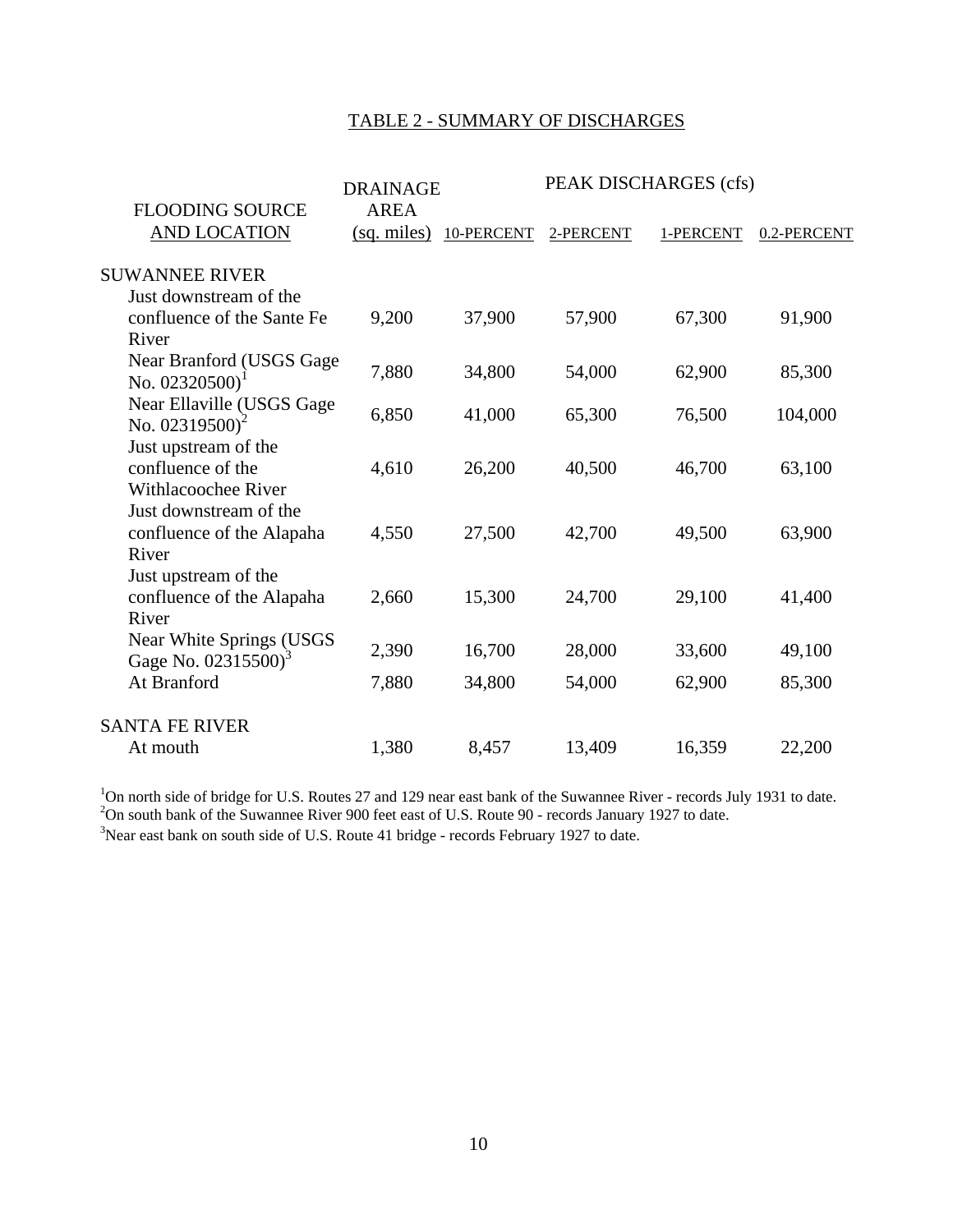## TABLE 2 - SUMMARY OF DISCHARGES

| FLOODING SOURCE AND LOCATION | DRAINAGE AREA (sq. miles) | PEAK DISCHARGES (cfs) 10-PERCENT | 2-PERCENT | 1-PERCENT | 0.2-PERCENT |
|---|---|---|---|---|---|
| SUWANNEE RIVER | | | | | |
| Just downstream of the confluence of the Sante Fe River | 9,200 | 37,900 | 57,900 | 67,300 | 91,900 |
| Near Branford (USGS Gage No. 02320500)[1] | 7,880 | 34,800 | 54,000 | 62,900 | 85,300 |
| Near Ellaville (USGS Gage No. 02319500)[2] | 6,850 | 41,000 | 65,300 | 76,500 | 104,000 |
| Just upstream of the confluence of the Withlacoochee River | 4,610 | 26,200 | 40,500 | 46,700 | 63,100 |
| Just downstream of the confluence of the Alapaha River | 4,550 | 27,500 | 42,700 | 49,500 | 63,900 |
| Just upstream of the confluence of the Alapaha River | 2,660 | 15,300 | 24,700 | 29,100 | 41,400 |
| Near White Springs (USGS Gage No. 02315500)[3] | 2,390 | 16,700 | 28,000 | 33,600 | 49,100 |
| At Branford | 7,880 | 34,800 | 54,000 | 62,900 | 85,300 |
| SANTA FE RIVER | | | | | |
| At mouth | 1,380 | 8,457 | 13,409 | 16,359 | 22,200 |

[1]On north side of bridge for U.S. Routes 27 and 129 near east bank of the Suwannee River - records July 1931 to date.
[2]On south bank of the Suwannee River 900 feet east of U.S. Route 90 - records January 1927 to date.
[3]Near east bank on south side of U.S. Route 41 bridge - records February 1927 to date.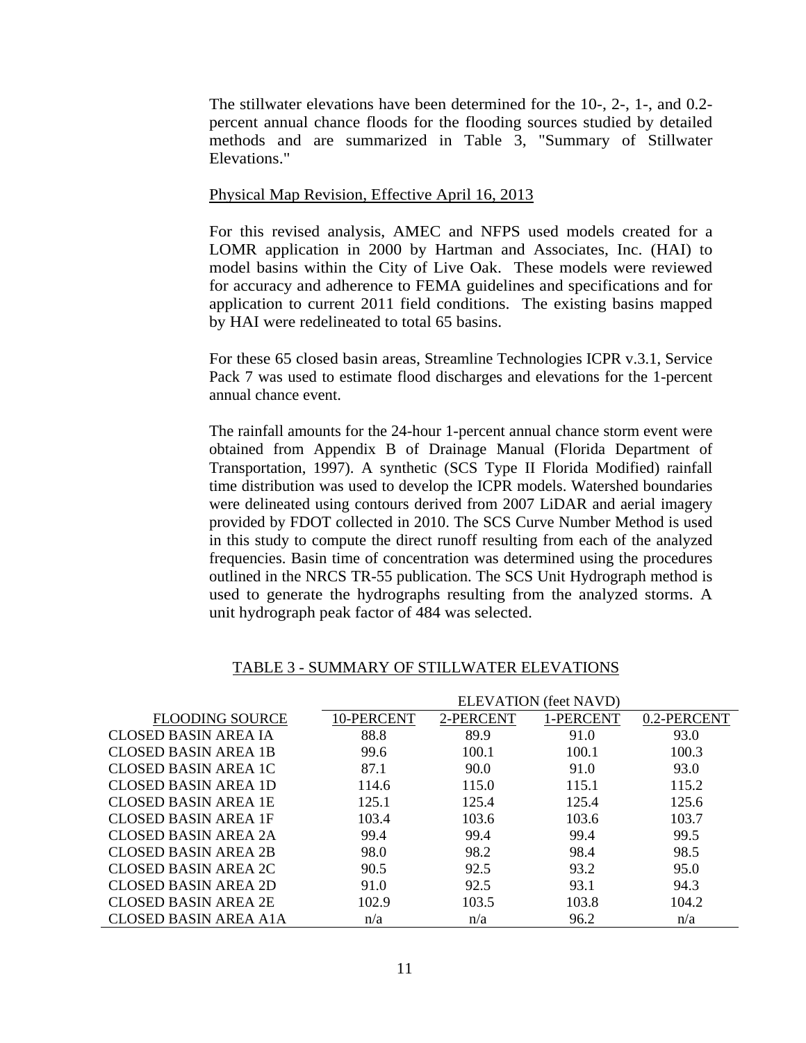The stillwater elevations have been determined for the 10-, 2-, 1-, and 0.2-percent annual chance floods for the flooding sources studied by detailed methods and are summarized in Table 3, "Summary of Stillwater Elevations."

Physical Map Revision, Effective April 16, 2013

For this revised analysis, AMEC and NFPS used models created for a LOMR application in 2000 by Hartman and Associates, Inc. (HAI) to model basins within the City of Live Oak. These models were reviewed for accuracy and adherence to FEMA guidelines and specifications and for application to current 2011 field conditions. The existing basins mapped by HAI were redelineated to total 65 basins.

For these 65 closed basin areas, Streamline Technologies ICPR v.3.1, Service Pack 7 was used to estimate flood discharges and elevations for the 1-percent annual chance event.

The rainfall amounts for the 24-hour 1-percent annual chance storm event were obtained from Appendix B of Drainage Manual (Florida Department of Transportation, 1997). A synthetic (SCS Type II Florida Modified) rainfall time distribution was used to develop the ICPR models. Watershed boundaries were delineated using contours derived from 2007 LiDAR and aerial imagery provided by FDOT collected in 2010. The SCS Curve Number Method is used in this study to compute the direct runoff resulting from each of the analyzed frequencies. Basin time of concentration was determined using the procedures outlined in the NRCS TR-55 publication. The SCS Unit Hydrograph method is used to generate the hydrographs resulting from the analyzed storms. A unit hydrograph peak factor of 484 was selected.

TABLE 3 - SUMMARY OF STILLWATER ELEVATIONS

| | ELEVATION (feet NAVD) | | | |
|---|---|---|---|---|
| FLOODING SOURCE | 10-PERCENT | 2-PERCENT | 1-PERCENT | 0.2-PERCENT |
| CLOSED BASIN AREA IA | 88.8 | 89.9 | 91.0 | 93.0 |
| CLOSED BASIN AREA 1B | 99.6 | 100.1 | 100.1 | 100.3 |
| CLOSED BASIN AREA 1C | 87.1 | 90.0 | 91.0 | 93.0 |
| CLOSED BASIN AREA 1D | 114.6 | 115.0 | 115.1 | 115.2 |
| CLOSED BASIN AREA 1E | 125.1 | 125.4 | 125.4 | 125.6 |
| CLOSED BASIN AREA 1F | 103.4 | 103.6 | 103.6 | 103.7 |
| CLOSED BASIN AREA 2A | 99.4 | 99.4 | 99.4 | 99.5 |
| CLOSED BASIN AREA 2B | 98.0 | 98.2 | 98.4 | 98.5 |
| CLOSED BASIN AREA 2C | 90.5 | 92.5 | 93.2 | 95.0 |
| CLOSED BASIN AREA 2D | 91.0 | 92.5 | 93.1 | 94.3 |
| CLOSED BASIN AREA 2E | 102.9 | 103.5 | 103.8 | 104.2 |
| CLOSED BASIN AREA A1A | n/a | n/a | 96.2 | n/a |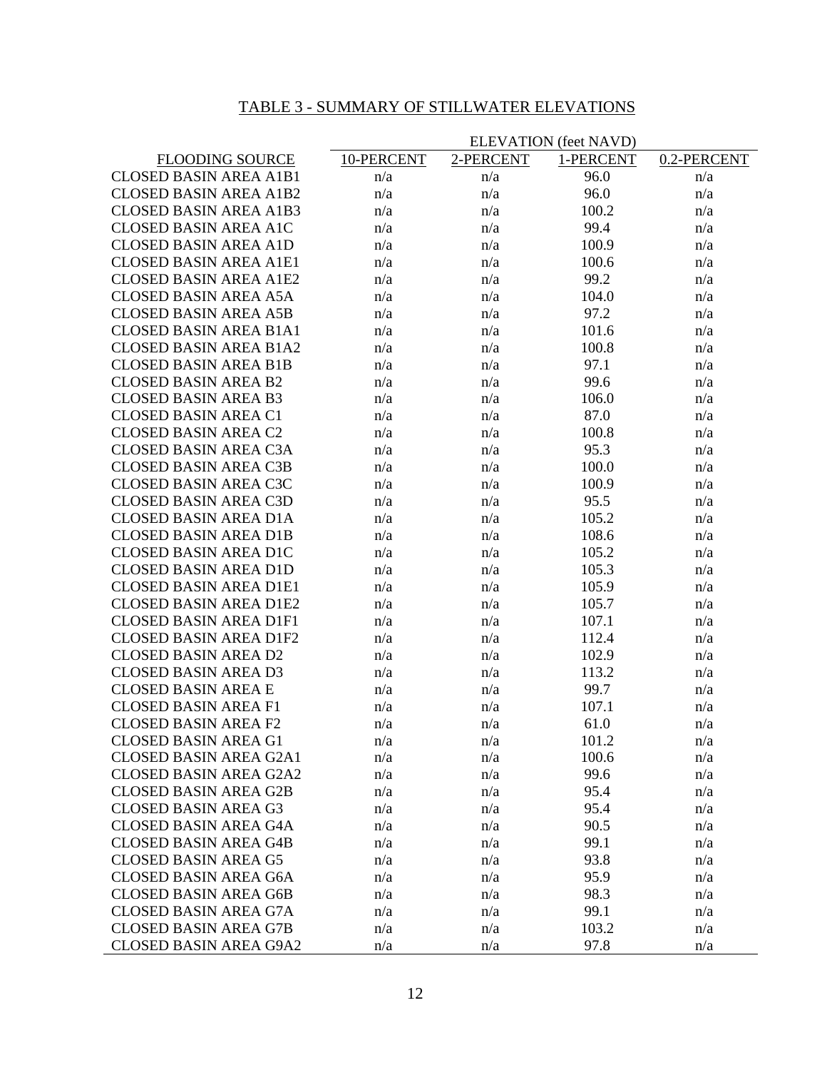## TABLE 3 - SUMMARY OF STILLWATER ELEVATIONS

| FLOODING SOURCE | ELEVATION (feet NAVD) | | | |
|---|---|---|---|---|
| | 10-PERCENT | 2-PERCENT | 1-PERCENT | 0.2-PERCENT |
| CLOSED BASIN AREA A1B1 | n/a | n/a | 96.0 | n/a |
| CLOSED BASIN AREA A1B2 | n/a | n/a | 96.0 | n/a |
| CLOSED BASIN AREA A1B3 | n/a | n/a | 100.2 | n/a |
| CLOSED BASIN AREA A1C | n/a | n/a | 99.4 | n/a |
| CLOSED BASIN AREA A1D | n/a | n/a | 100.9 | n/a |
| CLOSED BASIN AREA A1E1 | n/a | n/a | 100.6 | n/a |
| CLOSED BASIN AREA A1E2 | n/a | n/a | 99.2 | n/a |
| CLOSED BASIN AREA A5A | n/a | n/a | 104.0 | n/a |
| CLOSED BASIN AREA A5B | n/a | n/a | 97.2 | n/a |
| CLOSED BASIN AREA B1A1 | n/a | n/a | 101.6 | n/a |
| CLOSED BASIN AREA B1A2 | n/a | n/a | 100.8 | n/a |
| CLOSED BASIN AREA B1B | n/a | n/a | 97.1 | n/a |
| CLOSED BASIN AREA B2 | n/a | n/a | 99.6 | n/a |
| CLOSED BASIN AREA B3 | n/a | n/a | 106.0 | n/a |
| CLOSED BASIN AREA C1 | n/a | n/a | 87.0 | n/a |
| CLOSED BASIN AREA C2 | n/a | n/a | 100.8 | n/a |
| CLOSED BASIN AREA C3A | n/a | n/a | 95.3 | n/a |
| CLOSED BASIN AREA C3B | n/a | n/a | 100.0 | n/a |
| CLOSED BASIN AREA C3C | n/a | n/a | 100.9 | n/a |
| CLOSED BASIN AREA C3D | n/a | n/a | 95.5 | n/a |
| CLOSED BASIN AREA D1A | n/a | n/a | 105.2 | n/a |
| CLOSED BASIN AREA D1B | n/a | n/a | 108.6 | n/a |
| CLOSED BASIN AREA D1C | n/a | n/a | 105.2 | n/a |
| CLOSED BASIN AREA D1D | n/a | n/a | 105.3 | n/a |
| CLOSED BASIN AREA D1E1 | n/a | n/a | 105.9 | n/a |
| CLOSED BASIN AREA D1E2 | n/a | n/a | 105.7 | n/a |
| CLOSED BASIN AREA D1F1 | n/a | n/a | 107.1 | n/a |
| CLOSED BASIN AREA D1F2 | n/a | n/a | 112.4 | n/a |
| CLOSED BASIN AREA D2 | n/a | n/a | 102.9 | n/a |
| CLOSED BASIN AREA D3 | n/a | n/a | 113.2 | n/a |
| CLOSED BASIN AREA E | n/a | n/a | 99.7 | n/a |
| CLOSED BASIN AREA F1 | n/a | n/a | 107.1 | n/a |
| CLOSED BASIN AREA F2 | n/a | n/a | 61.0 | n/a |
| CLOSED BASIN AREA G1 | n/a | n/a | 101.2 | n/a |
| CLOSED BASIN AREA G2A1 | n/a | n/a | 100.6 | n/a |
| CLOSED BASIN AREA G2A2 | n/a | n/a | 99.6 | n/a |
| CLOSED BASIN AREA G2B | n/a | n/a | 95.4 | n/a |
| CLOSED BASIN AREA G3 | n/a | n/a | 95.4 | n/a |
| CLOSED BASIN AREA G4A | n/a | n/a | 90.5 | n/a |
| CLOSED BASIN AREA G4B | n/a | n/a | 99.1 | n/a |
| CLOSED BASIN AREA G5 | n/a | n/a | 93.8 | n/a |
| CLOSED BASIN AREA G6A | n/a | n/a | 95.9 | n/a |
| CLOSED BASIN AREA G6B | n/a | n/a | 98.3 | n/a |
| CLOSED BASIN AREA G7A | n/a | n/a | 99.1 | n/a |
| CLOSED BASIN AREA G7B | n/a | n/a | 103.2 | n/a |
| CLOSED BASIN AREA G9A2 | n/a | n/a | 97.8 | n/a |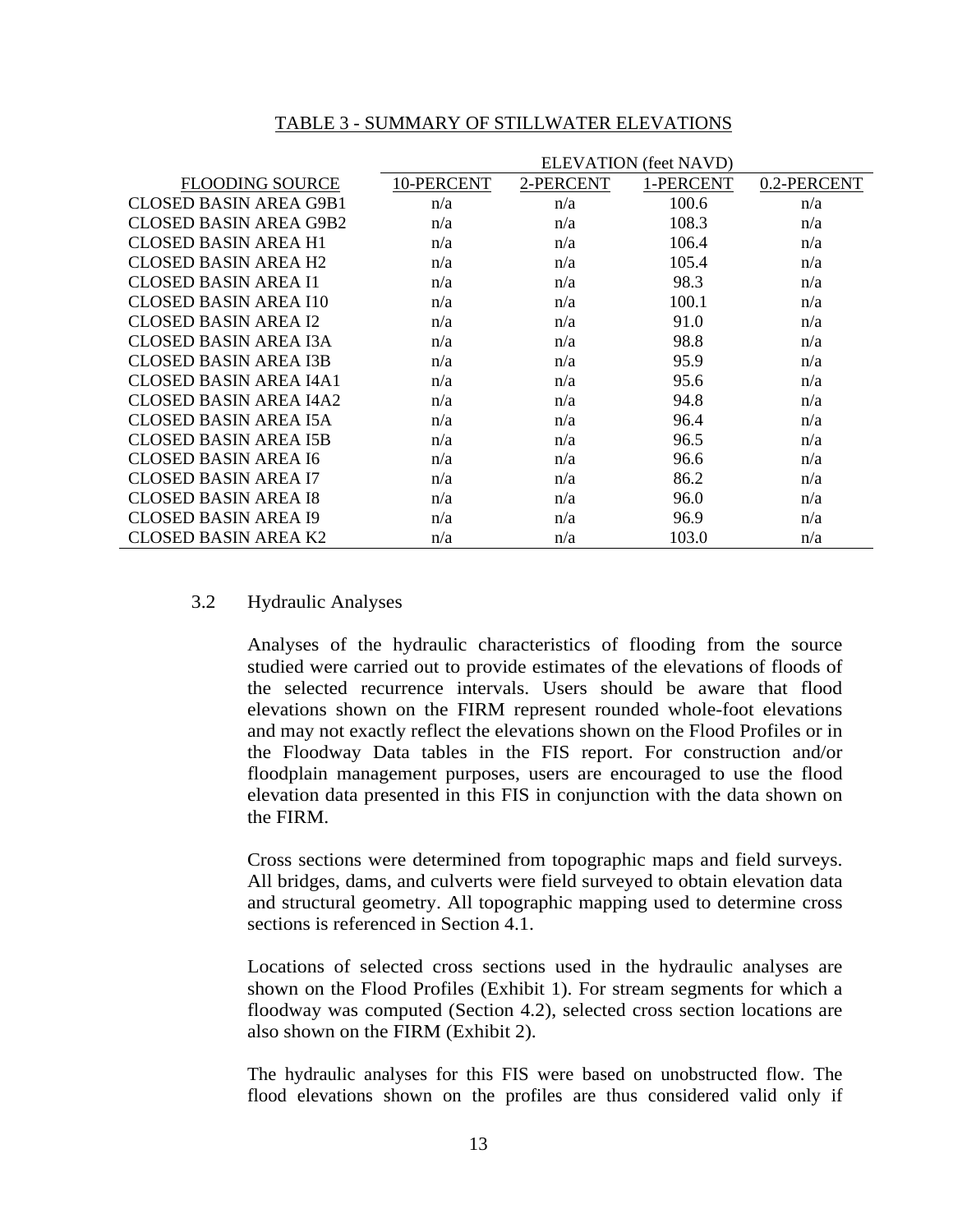TABLE 3 - SUMMARY OF STILLWATER ELEVATIONS

| FLOODING SOURCE | ELEVATION (feet NAVD) | | | |
|---|---|---|---|---|
| | 10-PERCENT | 2-PERCENT | 1-PERCENT | 0.2-PERCENT |
| CLOSED BASIN AREA G9B1 | n/a | n/a | 100.6 | n/a |
| CLOSED BASIN AREA G9B2 | n/a | n/a | 108.3 | n/a |
| CLOSED BASIN AREA H1 | n/a | n/a | 106.4 | n/a |
| CLOSED BASIN AREA H2 | n/a | n/a | 105.4 | n/a |
| CLOSED BASIN AREA I1 | n/a | n/a | 98.3 | n/a |
| CLOSED BASIN AREA I10 | n/a | n/a | 100.1 | n/a |
| CLOSED BASIN AREA I2 | n/a | n/a | 91.0 | n/a |
| CLOSED BASIN AREA I3A | n/a | n/a | 98.8 | n/a |
| CLOSED BASIN AREA I3B | n/a | n/a | 95.9 | n/a |
| CLOSED BASIN AREA I4A1 | n/a | n/a | 95.6 | n/a |
| CLOSED BASIN AREA I4A2 | n/a | n/a | 94.8 | n/a |
| CLOSED BASIN AREA I5A | n/a | n/a | 96.4 | n/a |
| CLOSED BASIN AREA I5B | n/a | n/a | 96.5 | n/a |
| CLOSED BASIN AREA I6 | n/a | n/a | 96.6 | n/a |
| CLOSED BASIN AREA I7 | n/a | n/a | 86.2 | n/a |
| CLOSED BASIN AREA I8 | n/a | n/a | 96.0 | n/a |
| CLOSED BASIN AREA I9 | n/a | n/a | 96.9 | n/a |
| CLOSED BASIN AREA K2 | n/a | n/a | 103.0 | n/a |

## 3.2 Hydraulic Analyses

Analyses of the hydraulic characteristics of flooding from the source studied were carried out to provide estimates of the elevations of floods of the selected recurrence intervals. Users should be aware that flood elevations shown on the FIRM represent rounded whole-foot elevations and may not exactly reflect the elevations shown on the Flood Profiles or in the Floodway Data tables in the FIS report. For construction and/or floodplain management purposes, users are encouraged to use the flood elevation data presented in this FIS in conjunction with the data shown on the FIRM.

Cross sections were determined from topographic maps and field surveys. All bridges, dams, and culverts were field surveyed to obtain elevation data and structural geometry. All topographic mapping used to determine cross sections is referenced in Section 4.1.

Locations of selected cross sections used in the hydraulic analyses are shown on the Flood Profiles (Exhibit 1). For stream segments for which a floodway was computed (Section 4.2), selected cross section locations are also shown on the FIRM (Exhibit 2).

The hydraulic analyses for this FIS were based on unobstructed flow. The flood elevations shown on the profiles are thus considered valid only if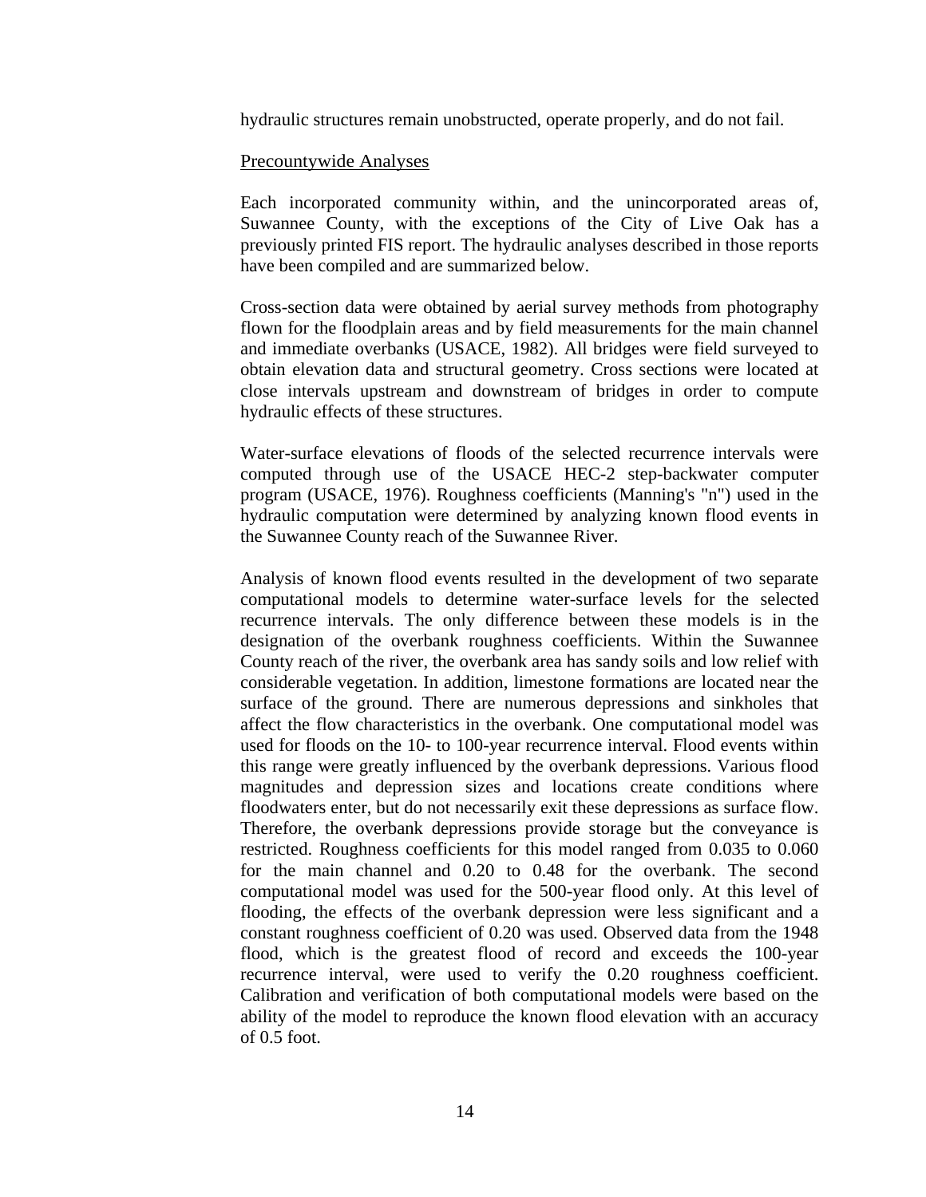hydraulic structures remain unobstructed, operate properly, and do not fail.

<u>Precountywide Analyses</u>

Each incorporated community within, and the unincorporated areas of, Suwannee County, with the exceptions of the City of Live Oak has a previously printed FIS report. The hydraulic analyses described in those reports have been compiled and are summarized below.

Cross-section data were obtained by aerial survey methods from photography flown for the floodplain areas and by field measurements for the main channel and immediate overbanks (USACE, 1982). All bridges were field surveyed to obtain elevation data and structural geometry. Cross sections were located at close intervals upstream and downstream of bridges in order to compute hydraulic effects of these structures.

Water-surface elevations of floods of the selected recurrence intervals were computed through use of the USACE HEC-2 step-backwater computer program (USACE, 1976). Roughness coefficients (Manning's "n") used in the hydraulic computation were determined by analyzing known flood events in the Suwannee County reach of the Suwannee River.

Analysis of known flood events resulted in the development of two separate computational models to determine water-surface levels for the selected recurrence intervals. The only difference between these models is in the designation of the overbank roughness coefficients. Within the Suwannee County reach of the river, the overbank area has sandy soils and low relief with considerable vegetation. In addition, limestone formations are located near the surface of the ground. There are numerous depressions and sinkholes that affect the flow characteristics in the overbank. One computational model was used for floods on the 10- to 100-year recurrence interval. Flood events within this range were greatly influenced by the overbank depressions. Various flood magnitudes and depression sizes and locations create conditions where floodwaters enter, but do not necessarily exit these depressions as surface flow. Therefore, the overbank depressions provide storage but the conveyance is restricted. Roughness coefficients for this model ranged from 0.035 to 0.060 for the main channel and 0.20 to 0.48 for the overbank. The second computational model was used for the 500-year flood only. At this level of flooding, the effects of the overbank depression were less significant and a constant roughness coefficient of 0.20 was used. Observed data from the 1948 flood, which is the greatest flood of record and exceeds the 100-year recurrence interval, were used to verify the 0.20 roughness coefficient. Calibration and verification of both computational models were based on the ability of the model to reproduce the known flood elevation with an accuracy of 0.5 foot.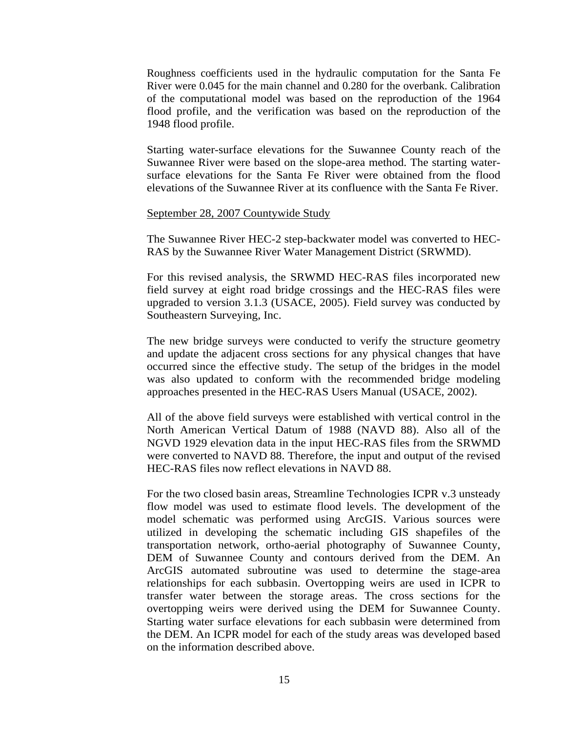Roughness coefficients used in the hydraulic computation for the Santa Fe River were 0.045 for the main channel and 0.280 for the overbank. Calibration of the computational model was based on the reproduction of the 1964 flood profile, and the verification was based on the reproduction of the 1948 flood profile.

Starting water-surface elevations for the Suwannee County reach of the Suwannee River were based on the slope-area method. The starting water-surface elevations for the Santa Fe River were obtained from the flood elevations of the Suwannee River at its confluence with the Santa Fe River.

<u>September 28, 2007 Countywide Study</u>

The Suwannee River HEC-2 step-backwater model was converted to HEC-RAS by the Suwannee River Water Management District (SRWMD).

For this revised analysis, the SRWMD HEC-RAS files incorporated new field survey at eight road bridge crossings and the HEC-RAS files were upgraded to version 3.1.3 (USACE, 2005). Field survey was conducted by Southeastern Surveying, Inc.

The new bridge surveys were conducted to verify the structure geometry and update the adjacent cross sections for any physical changes that have occurred since the effective study. The setup of the bridges in the model was also updated to conform with the recommended bridge modeling approaches presented in the HEC-RAS Users Manual (USACE, 2002).

All of the above field surveys were established with vertical control in the North American Vertical Datum of 1988 (NAVD 88). Also all of the NGVD 1929 elevation data in the input HEC-RAS files from the SRWMD were converted to NAVD 88. Therefore, the input and output of the revised HEC-RAS files now reflect elevations in NAVD 88.

For the two closed basin areas, Streamline Technologies ICPR v.3 unsteady flow model was used to estimate flood levels. The development of the model schematic was performed using ArcGIS. Various sources were utilized in developing the schematic including GIS shapefiles of the transportation network, ortho-aerial photography of Suwannee County, DEM of Suwannee County and contours derived from the DEM. An ArcGIS automated subroutine was used to determine the stage-area relationships for each subbasin. Overtopping weirs are used in ICPR to transfer water between the storage areas. The cross sections for the overtopping weirs were derived using the DEM for Suwannee County. Starting water surface elevations for each subbasin were determined from the DEM. An ICPR model for each of the study areas was developed based on the information described above.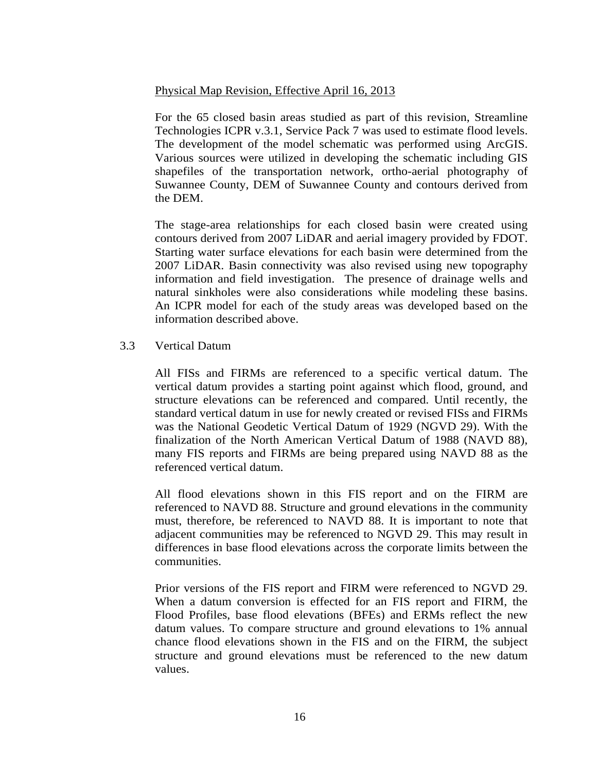Physical Map Revision, Effective April 16, 2013

For the 65 closed basin areas studied as part of this revision, Streamline Technologies ICPR v.3.1, Service Pack 7 was used to estimate flood levels. The development of the model schematic was performed using ArcGIS. Various sources were utilized in developing the schematic including GIS shapefiles of the transportation network, ortho-aerial photography of Suwannee County, DEM of Suwannee County and contours derived from the DEM.

The stage-area relationships for each closed basin were created using contours derived from 2007 LiDAR and aerial imagery provided by FDOT. Starting water surface elevations for each basin were determined from the 2007 LiDAR. Basin connectivity was also revised using new topography information and field investigation. The presence of drainage wells and natural sinkholes were also considerations while modeling these basins. An ICPR model for each of the study areas was developed based on the information described above.

## 3.3 Vertical Datum

All FISs and FIRMs are referenced to a specific vertical datum. The vertical datum provides a starting point against which flood, ground, and structure elevations can be referenced and compared. Until recently, the standard vertical datum in use for newly created or revised FISs and FIRMs was the National Geodetic Vertical Datum of 1929 (NGVD 29). With the finalization of the North American Vertical Datum of 1988 (NAVD 88), many FIS reports and FIRMs are being prepared using NAVD 88 as the referenced vertical datum.

All flood elevations shown in this FIS report and on the FIRM are referenced to NAVD 88. Structure and ground elevations in the community must, therefore, be referenced to NAVD 88. It is important to note that adjacent communities may be referenced to NGVD 29. This may result in differences in base flood elevations across the corporate limits between the communities.

Prior versions of the FIS report and FIRM were referenced to NGVD 29. When a datum conversion is effected for an FIS report and FIRM, the Flood Profiles, base flood elevations (BFEs) and ERMs reflect the new datum values. To compare structure and ground elevations to 1% annual chance flood elevations shown in the FIS and on the FIRM, the subject structure and ground elevations must be referenced to the new datum values.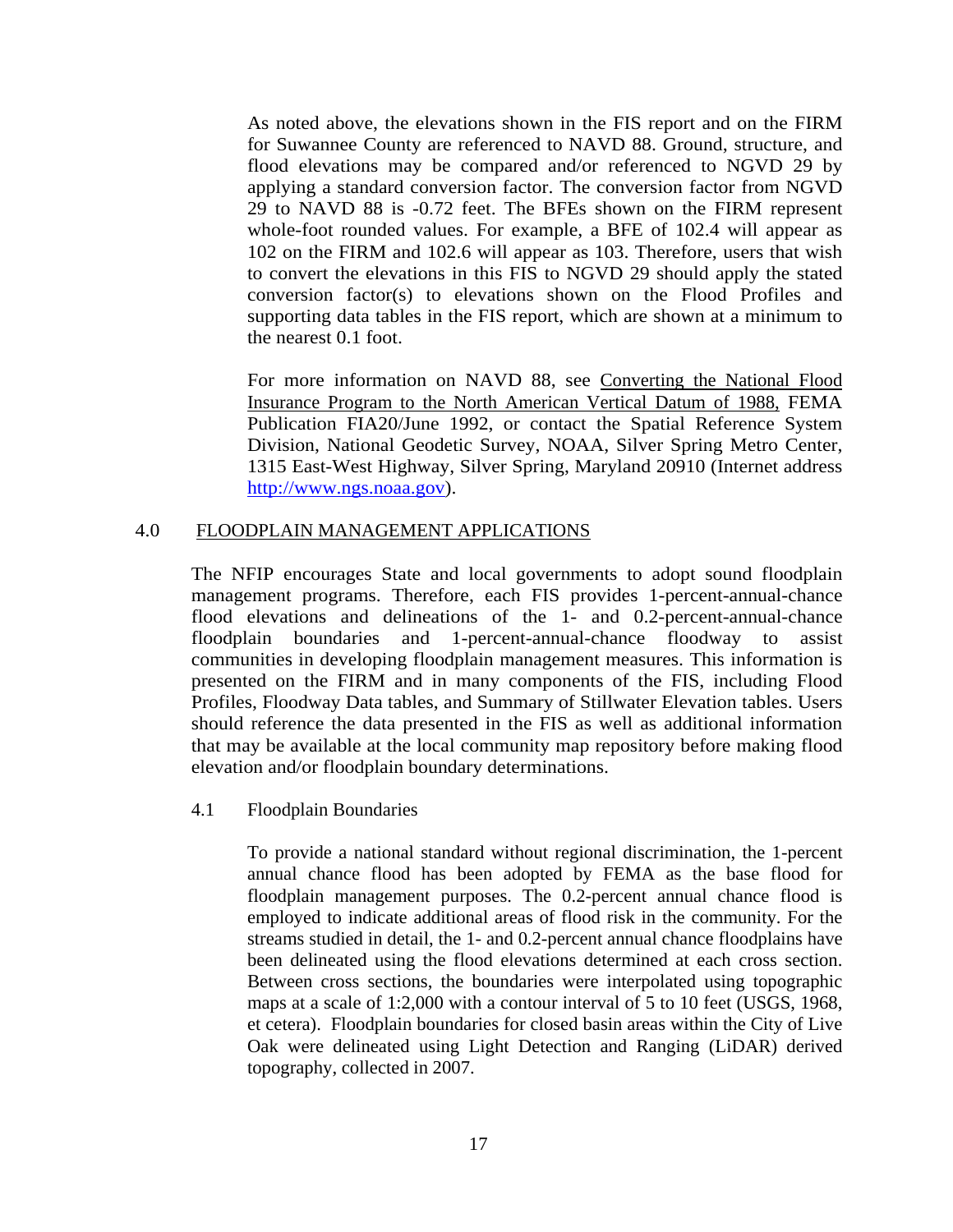As noted above, the elevations shown in the FIS report and on the FIRM for Suwannee County are referenced to NAVD 88. Ground, structure, and flood elevations may be compared and/or referenced to NGVD 29 by applying a standard conversion factor. The conversion factor from NGVD 29 to NAVD 88 is -0.72 feet. The BFEs shown on the FIRM represent whole-foot rounded values. For example, a BFE of 102.4 will appear as 102 on the FIRM and 102.6 will appear as 103. Therefore, users that wish to convert the elevations in this FIS to NGVD 29 should apply the stated conversion factor(s) to elevations shown on the Flood Profiles and supporting data tables in the FIS report, which are shown at a minimum to the nearest 0.1 foot.

For more information on NAVD 88, see Converting the National Flood Insurance Program to the North American Vertical Datum of 1988, FEMA Publication FIA20/June 1992, or contact the Spatial Reference System Division, National Geodetic Survey, NOAA, Silver Spring Metro Center, 1315 East-West Highway, Silver Spring, Maryland 20910 (Internet address http://www.ngs.noaa.gov).

## 4.0 FLOODPLAIN MANAGEMENT APPLICATIONS

The NFIP encourages State and local governments to adopt sound floodplain management programs. Therefore, each FIS provides 1-percent-annual-chance flood elevations and delineations of the 1- and 0.2-percent-annual-chance floodplain boundaries and 1-percent-annual-chance floodway to assist communities in developing floodplain management measures. This information is presented on the FIRM and in many components of the FIS, including Flood Profiles, Floodway Data tables, and Summary of Stillwater Elevation tables. Users should reference the data presented in the FIS as well as additional information that may be available at the local community map repository before making flood elevation and/or floodplain boundary determinations.

### 4.1 Floodplain Boundaries

To provide a national standard without regional discrimination, the 1-percent annual chance flood has been adopted by FEMA as the base flood for floodplain management purposes. The 0.2-percent annual chance flood is employed to indicate additional areas of flood risk in the community. For the streams studied in detail, the 1- and 0.2-percent annual chance floodplains have been delineated using the flood elevations determined at each cross section. Between cross sections, the boundaries were interpolated using topographic maps at a scale of 1:2,000 with a contour interval of 5 to 10 feet (USGS, 1968, et cetera). Floodplain boundaries for closed basin areas within the City of Live Oak were delineated using Light Detection and Ranging (LiDAR) derived topography, collected in 2007.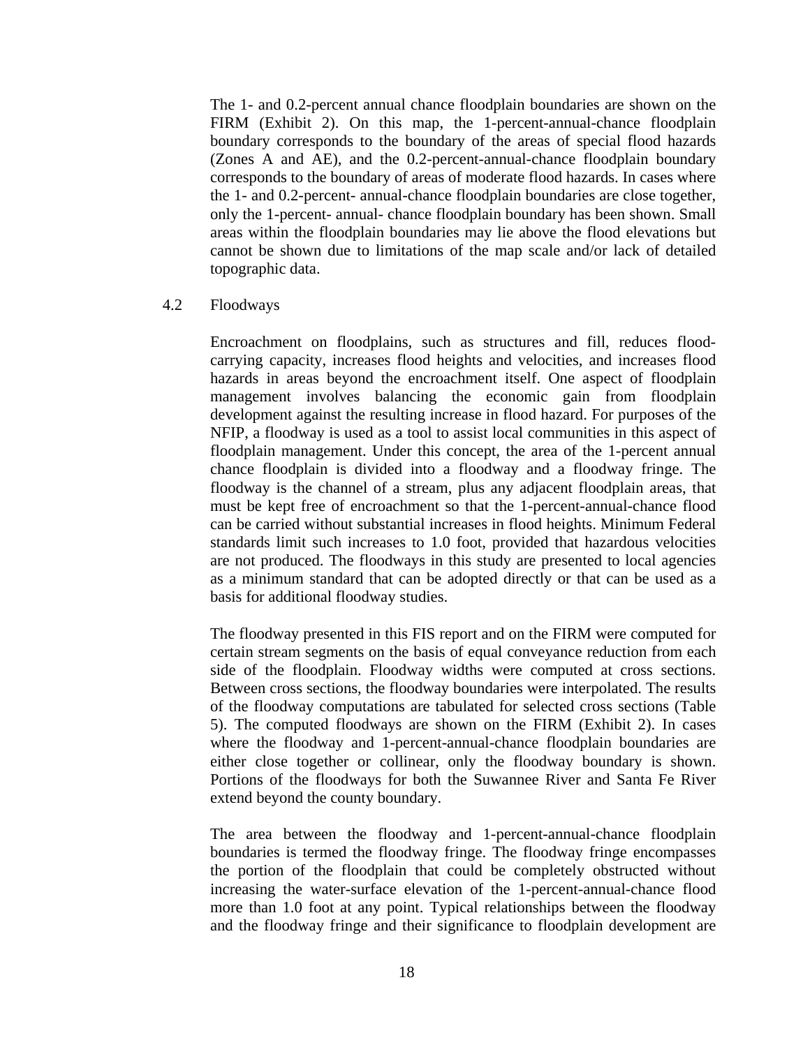The 1- and 0.2-percent annual chance floodplain boundaries are shown on the FIRM (Exhibit 2). On this map, the 1-percent-annual-chance floodplain boundary corresponds to the boundary of the areas of special flood hazards (Zones A and AE), and the 0.2-percent-annual-chance floodplain boundary corresponds to the boundary of areas of moderate flood hazards. In cases where the 1- and 0.2-percent- annual-chance floodplain boundaries are close together, only the 1-percent- annual- chance floodplain boundary has been shown. Small areas within the floodplain boundaries may lie above the flood elevations but cannot be shown due to limitations of the map scale and/or lack of detailed topographic data.

## 4.2 Floodways

Encroachment on floodplains, such as structures and fill, reduces flood-carrying capacity, increases flood heights and velocities, and increases flood hazards in areas beyond the encroachment itself. One aspect of floodplain management involves balancing the economic gain from floodplain development against the resulting increase in flood hazard. For purposes of the NFIP, a floodway is used as a tool to assist local communities in this aspect of floodplain management. Under this concept, the area of the 1-percent annual chance floodplain is divided into a floodway and a floodway fringe. The floodway is the channel of a stream, plus any adjacent floodplain areas, that must be kept free of encroachment so that the 1-percent-annual-chance flood can be carried without substantial increases in flood heights. Minimum Federal standards limit such increases to 1.0 foot, provided that hazardous velocities are not produced. The floodways in this study are presented to local agencies as a minimum standard that can be adopted directly or that can be used as a basis for additional floodway studies.

The floodway presented in this FIS report and on the FIRM were computed for certain stream segments on the basis of equal conveyance reduction from each side of the floodplain. Floodway widths were computed at cross sections. Between cross sections, the floodway boundaries were interpolated. The results of the floodway computations are tabulated for selected cross sections (Table 5). The computed floodways are shown on the FIRM (Exhibit 2). In cases where the floodway and 1-percent-annual-chance floodplain boundaries are either close together or collinear, only the floodway boundary is shown. Portions of the floodways for both the Suwannee River and Santa Fe River extend beyond the county boundary.

The area between the floodway and 1-percent-annual-chance floodplain boundaries is termed the floodway fringe. The floodway fringe encompasses the portion of the floodplain that could be completely obstructed without increasing the water-surface elevation of the 1-percent-annual-chance flood more than 1.0 foot at any point. Typical relationships between the floodway and the floodway fringe and their significance to floodplain development are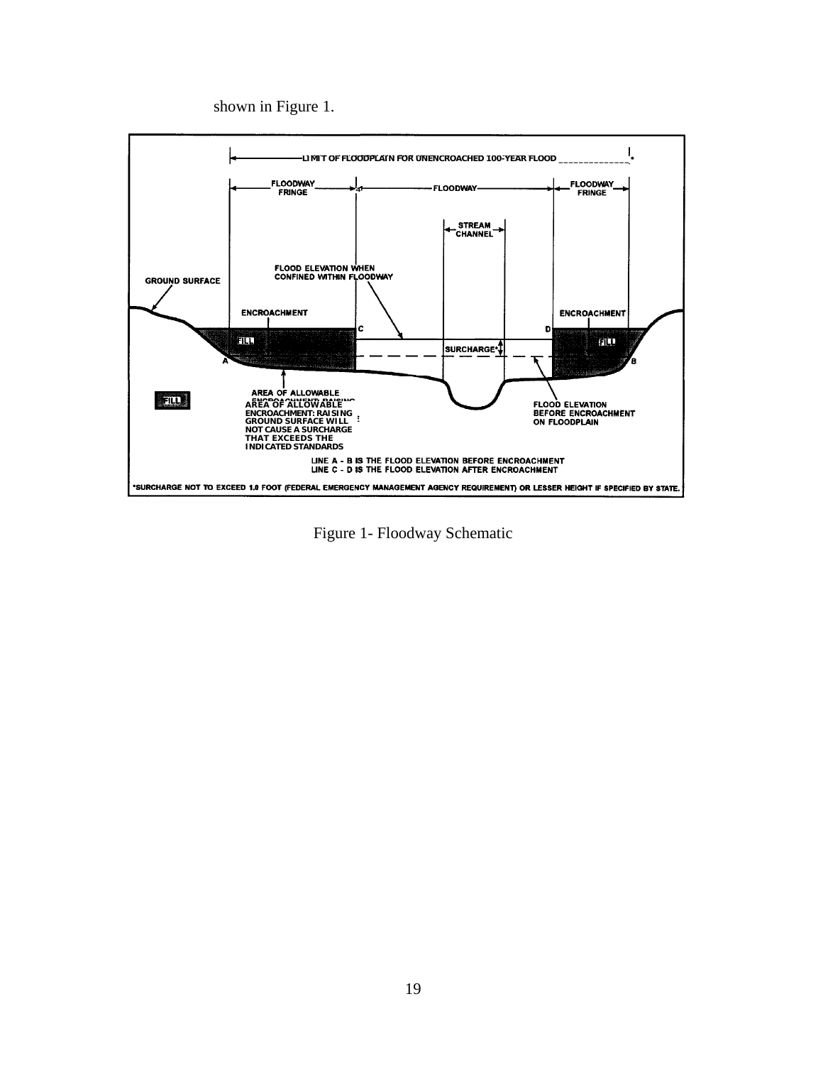shown in Figure 1.

Figure 1- Floodway Schematic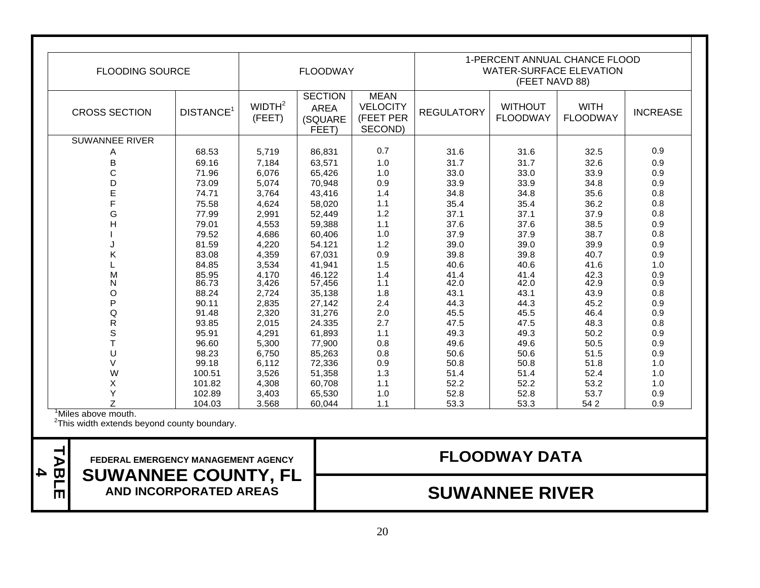| FLOODING SOURCE | | FLOODWAY | | | 1-PERCENT ANNUAL CHANCE FLOOD WATER-SURFACE ELEVATION (FEET NAVD 88) | | | |
|---|---|---|---|---|---|---|---|---|
| CROSS SECTION | DISTANCE[1] | WIDTH[2] (FEET) | SECTION AREA (SQUARE FEET) | MEAN VELOCITY (FEET PER SECOND) | REGULATORY | WITHOUT FLOODWAY | WITH FLOODWAY | INCREASE |
| SUWANNEE RIVER | | | | | | | | |
| A | 68.53 | 5,719 | 86,831 | 0.7 | 31.6 | 31.6 | 32.5 | 0.9 |
| B | 69.16 | 7,184 | 63,571 | 1.0 | 31.7 | 31.7 | 32.6 | 0.9 |
| C | 71.96 | 6,076 | 65,426 | 1.0 | 33.0 | 33.0 | 33.9 | 0.9 |
| D | 73.09 | 5,074 | 70,948 | 0.9 | 33.9 | 33.9 | 34.8 | 0.9 |
| E | 74.71 | 3,764 | 43,416 | 1.4 | 34.8 | 34.8 | 35.6 | 0.8 |
| F | 75.58 | 4,624 | 58,020 | 1.1 | 35.4 | 35.4 | 36.2 | 0.8 |
| G | 77.99 | 2,991 | 52,449 | 1.2 | 37.1 | 37.1 | 37.9 | 0.8 |
| H | 79.01 | 4,553 | 59,388 | 1.1 | 37.6 | 37.6 | 38.5 | 0.9 |
| I | 79.52 | 4,686 | 60,406 | 1.0 | 37.9 | 37.9 | 38.7 | 0.8 |
| J | 81.59 | 4,220 | 54.121 | 1.2 | 39.0 | 39.0 | 39.9 | 0.9 |
| K | 83.08 | 4,359 | 67,031 | 0.9 | 39.8 | 39.8 | 40.7 | 0.9 |
| L | 84.85 | 3,534 | 41,941 | 1.5 | 40.6 | 40.6 | 41.6 | 1.0 |
| M | 85.95 | 4,170 | 46,122 | 1.4 | 41.4 | 41.4 | 42.3 | 0.9 |
| N | 86.73 | 3,426 | 57,456 | 1.1 | 42.0 | 42.0 | 42.9 | 0.9 |
| O | 88.24 | 2,724 | 35,138 | 1.8 | 43.1 | 43.1 | 43.9 | 0.8 |
| P | 90.11 | 2,835 | 27,142 | 2.4 | 44.3 | 44.3 | 45.2 | 0.9 |
| Q | 91.48 | 2,320 | 31,276 | 2.0 | 45.5 | 45.5 | 46.4 | 0.9 |
| R | 93.85 | 2,015 | 24.335 | 2.7 | 47.5 | 47.5 | 48.3 | 0.8 |
| S | 95.91 | 4,291 | 61,893 | 1.1 | 49.3 | 49.3 | 50.2 | 0.9 |
| T | 96.60 | 5,300 | 77,900 | 0.8 | 49.6 | 49.6 | 50.5 | 0.9 |
| U | 98.23 | 6,750 | 85,263 | 0.8 | 50.6 | 50.6 | 51.5 | 0.9 |
| V | 99.18 | 6,112 | 72,336 | 0.9 | 50.8 | 50.8 | 51.8 | 1.0 |
| W | 100.51 | 3,526 | 51,358 | 1.3 | 51.4 | 51.4 | 52.4 | 1.0 |
| X | 101.82 | 4,308 | 60,708 | 1.1 | 52.2 | 52.2 | 53.2 | 1.0 |
| Y | 102.89 | 3,403 | 65,530 | 1.0 | 52.8 | 52.8 | 53.7 | 0.9 |
| Z | 104.03 | 3.568 | 60,044 | 1.1 | 53.3 | 53.3 | 54 2 | 0.9 |

[1]Miles above mouth.
[2]This width extends beyond county boundary.

**TABLE 4**

**FEDERAL EMERGENCY MANAGEMENT AGENCY**

**SUWANNEE COUNTY, FL**

**AND INCORPORATED AREAS**

**FLOODWAY DATA**

**SUWANNEE RIVER**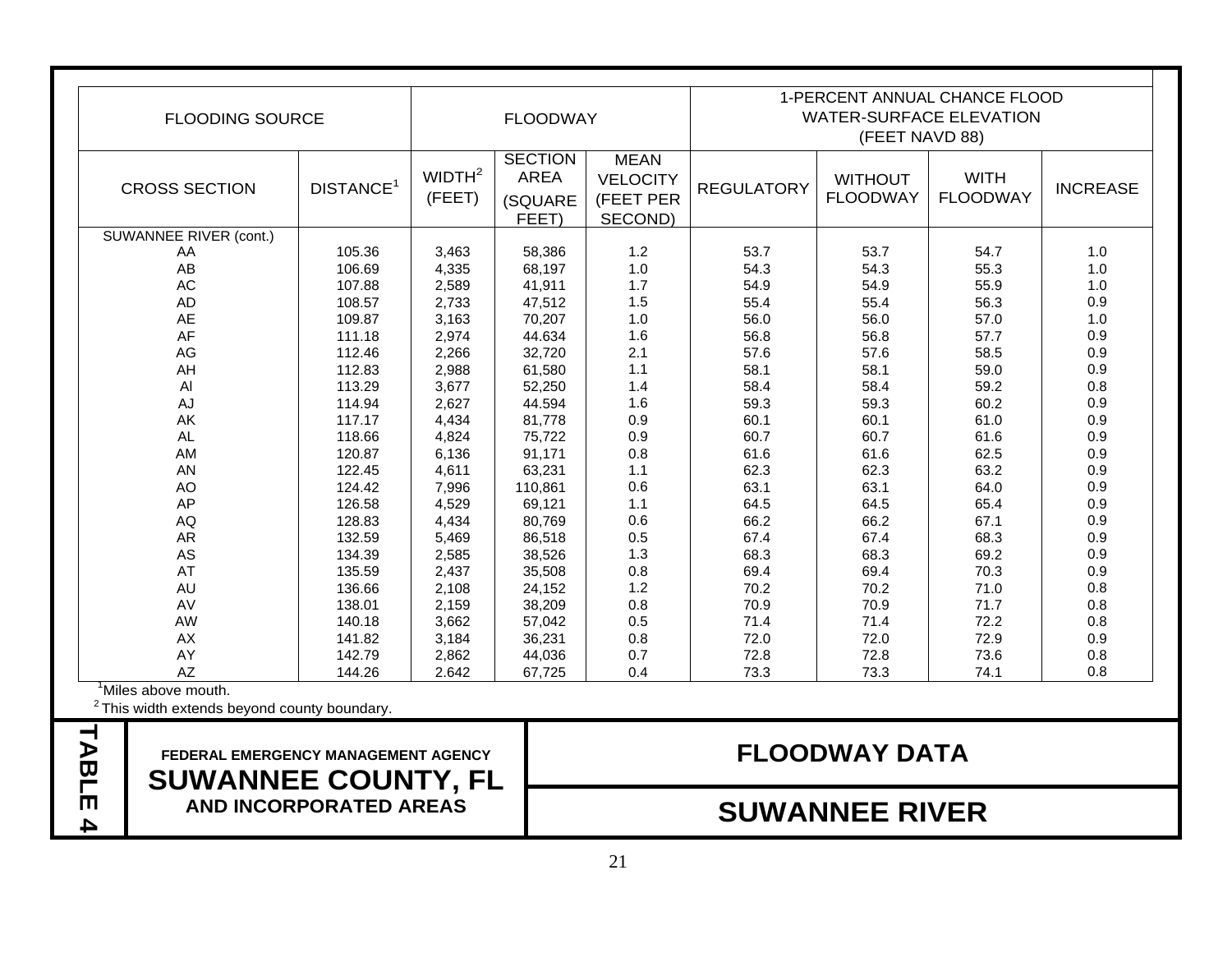| FLOODING SOURCE | | FLOODWAY | | | 1-PERCENT ANNUAL CHANCE FLOOD WATER-SURFACE ELEVATION (FEET NAVD 88) | | | |
|---|---|---|---|---|---|---|---|---|
| CROSS SECTION | DISTANCE[1] | WIDTH[2] (FEET) | SECTION AREA (SQUARE FEET) | MEAN VELOCITY (FEET PER SECOND) | REGULATORY | WITHOUT FLOODWAY | WITH FLOODWAY | INCREASE |
| SUWANNEE RIVER (cont.) | | | | | | | | |
| AA | 105.36 | 3,463 | 58,386 | 1.2 | 53.7 | 53.7 | 54.7 | 1.0 |
| AB | 106.69 | 4,335 | 68,197 | 1.0 | 54.3 | 54.3 | 55.3 | 1.0 |
| AC | 107.88 | 2,589 | 41,911 | 1.7 | 54.9 | 54.9 | 55.9 | 1.0 |
| AD | 108.57 | 2,733 | 47,512 | 1.5 | 55.4 | 55.4 | 56.3 | 0.9 |
| AE | 109.87 | 3,163 | 70,207 | 1.0 | 56.0 | 56.0 | 57.0 | 1.0 |
| AF | 111.18 | 2,974 | 44.634 | 1.6 | 56.8 | 56.8 | 57.7 | 0.9 |
| AG | 112.46 | 2,266 | 32,720 | 2.1 | 57.6 | 57.6 | 58.5 | 0.9 |
| AH | 112.83 | 2,988 | 61,580 | 1.1 | 58.1 | 58.1 | 59.0 | 0.9 |
| AI | 113.29 | 3,677 | 52,250 | 1.4 | 58.4 | 58.4 | 59.2 | 0.8 |
| AJ | 114.94 | 2,627 | 44.594 | 1.6 | 59.3 | 59.3 | 60.2 | 0.9 |
| AK | 117.17 | 4,434 | 81,778 | 0.9 | 60.1 | 60.1 | 61.0 | 0.9 |
| AL | 118.66 | 4,824 | 75,722 | 0.9 | 60.7 | 60.7 | 61.6 | 0.9 |
| AM | 120.87 | 6,136 | 91,171 | 0.8 | 61.6 | 61.6 | 62.5 | 0.9 |
| AN | 122.45 | 4,611 | 63,231 | 1.1 | 62.3 | 62.3 | 63.2 | 0.9 |
| AO | 124.42 | 7,996 | 110,861 | 0.6 | 63.1 | 63.1 | 64.0 | 0.9 |
| AP | 126.58 | 4,529 | 69,121 | 1.1 | 64.5 | 64.5 | 65.4 | 0.9 |
| AQ | 128.83 | 4,434 | 80,769 | 0.6 | 66.2 | 66.2 | 67.1 | 0.9 |
| AR | 132.59 | 5,469 | 86,518 | 0.5 | 67.4 | 67.4 | 68.3 | 0.9 |
| AS | 134.39 | 2,585 | 38,526 | 1.3 | 68.3 | 68.3 | 69.2 | 0.9 |
| AT | 135.59 | 2,437 | 35,508 | 0.8 | 69.4 | 69.4 | 70.3 | 0.9 |
| AU | 136.66 | 2,108 | 24,152 | 1.2 | 70.2 | 70.2 | 71.0 | 0.8 |
| AV | 138.01 | 2,159 | 38,209 | 0.8 | 70.9 | 70.9 | 71.7 | 0.8 |
| AW | 140.18 | 3,662 | 57,042 | 0.5 | 71.4 | 71.4 | 72.2 | 0.8 |
| AX | 141.82 | 3,184 | 36,231 | 0.8 | 72.0 | 72.0 | 72.9 | 0.9 |
| AY | 142.79 | 2,862 | 44,036 | 0.7 | 72.8 | 72.8 | 73.6 | 0.8 |
| AZ | 144.26 | 2.642 | 67,725 | 0.4 | 73.3 | 73.3 | 74.1 | 0.8 |

[1]Miles above mouth.

[2]This width extends beyond county boundary.

**TABLE 4**

**FEDERAL EMERGENCY MANAGEMENT AGENCY**

**SUWANNEE COUNTY, FL**

**AND INCORPORATED AREAS**

**FLOODWAY DATA**

**SUWANNEE RIVER**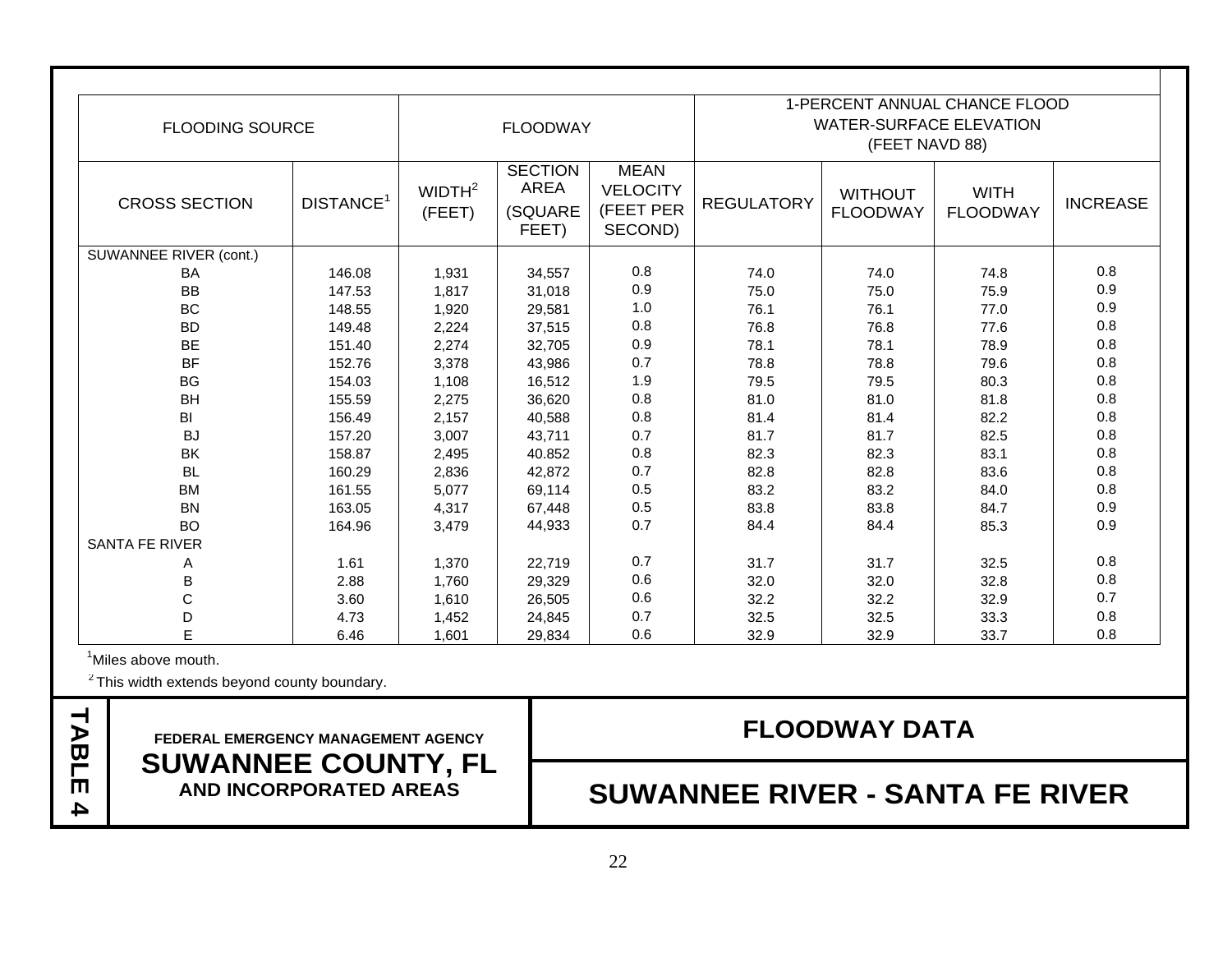| FLOODING SOURCE | | FLOODWAY | | | 1-PERCENT ANNUAL CHANCE FLOOD WATER-SURFACE ELEVATION (FEET NAVD 88) | | | |
|---|---|---|---|---|---|---|---|---|
| CROSS SECTION | DISTANCE[1] | WIDTH[2] (FEET) | SECTION AREA (SQUARE FEET) | MEAN VELOCITY (FEET PER SECOND) | REGULATORY | WITHOUT FLOODWAY | WITH FLOODWAY | INCREASE |
| SUWANNEE RIVER (cont.) | | | | | | | | |
| BA | 146.08 | 1,931 | 34,557 | 0.8 | 74.0 | 74.0 | 74.8 | 0.8 |
| BB | 147.53 | 1,817 | 31,018 | 0.9 | 75.0 | 75.0 | 75.9 | 0.9 |
| BC | 148.55 | 1,920 | 29,581 | 1.0 | 76.1 | 76.1 | 77.0 | 0.9 |
| BD | 149.48 | 2,224 | 37,515 | 0.8 | 76.8 | 76.8 | 77.6 | 0.8 |
| BE | 151.40 | 2,274 | 32,705 | 0.9 | 78.1 | 78.1 | 78.9 | 0.8 |
| BF | 152.76 | 3,378 | 43,986 | 0.7 | 78.8 | 78.8 | 79.6 | 0.8 |
| BG | 154.03 | 1,108 | 16,512 | 1.9 | 79.5 | 79.5 | 80.3 | 0.8 |
| BH | 155.59 | 2,275 | 36,620 | 0.8 | 81.0 | 81.0 | 81.8 | 0.8 |
| BI | 156.49 | 2,157 | 40,588 | 0.8 | 81.4 | 81.4 | 82.2 | 0.8 |
| BJ | 157.20 | 3,007 | 43,711 | 0.7 | 81.7 | 81.7 | 82.5 | 0.8 |
| BK | 158.87 | 2,495 | 40.852 | 0.8 | 82.3 | 82.3 | 83.1 | 0.8 |
| BL | 160.29 | 2,836 | 42,872 | 0.7 | 82.8 | 82.8 | 83.6 | 0.8 |
| BM | 161.55 | 5,077 | 69,114 | 0.5 | 83.2 | 83.2 | 84.0 | 0.8 |
| BN | 163.05 | 4,317 | 67,448 | 0.5 | 83.8 | 83.8 | 84.7 | 0.9 |
| BO | 164.96 | 3,479 | 44,933 | 0.7 | 84.4 | 84.4 | 85.3 | 0.9 |
| SANTA FE RIVER | | | | | | | | |
| A | 1.61 | 1,370 | 22,719 | 0.7 | 31.7 | 31.7 | 32.5 | 0.8 |
| B | 2.88 | 1,760 | 29,329 | 0.6 | 32.0 | 32.0 | 32.8 | 0.8 |
| C | 3.60 | 1,610 | 26,505 | 0.6 | 32.2 | 32.2 | 32.9 | 0.7 |
| D | 4.73 | 1,452 | 24,845 | 0.7 | 32.5 | 32.5 | 33.3 | 0.8 |
| E | 6.46 | 1,601 | 29,834 | 0.6 | 32.9 | 32.9 | 33.7 | 0.8 |

[1]Miles above mouth.

[2]This width extends beyond county boundary.

**TABLE 4**

**FEDERAL EMERGENCY MANAGEMENT AGENCY**
**SUWANNEE COUNTY, FL**
**AND INCORPORATED AREAS**

**FLOODWAY DATA**

**SUWANNEE RIVER - SANTA FE RIVER**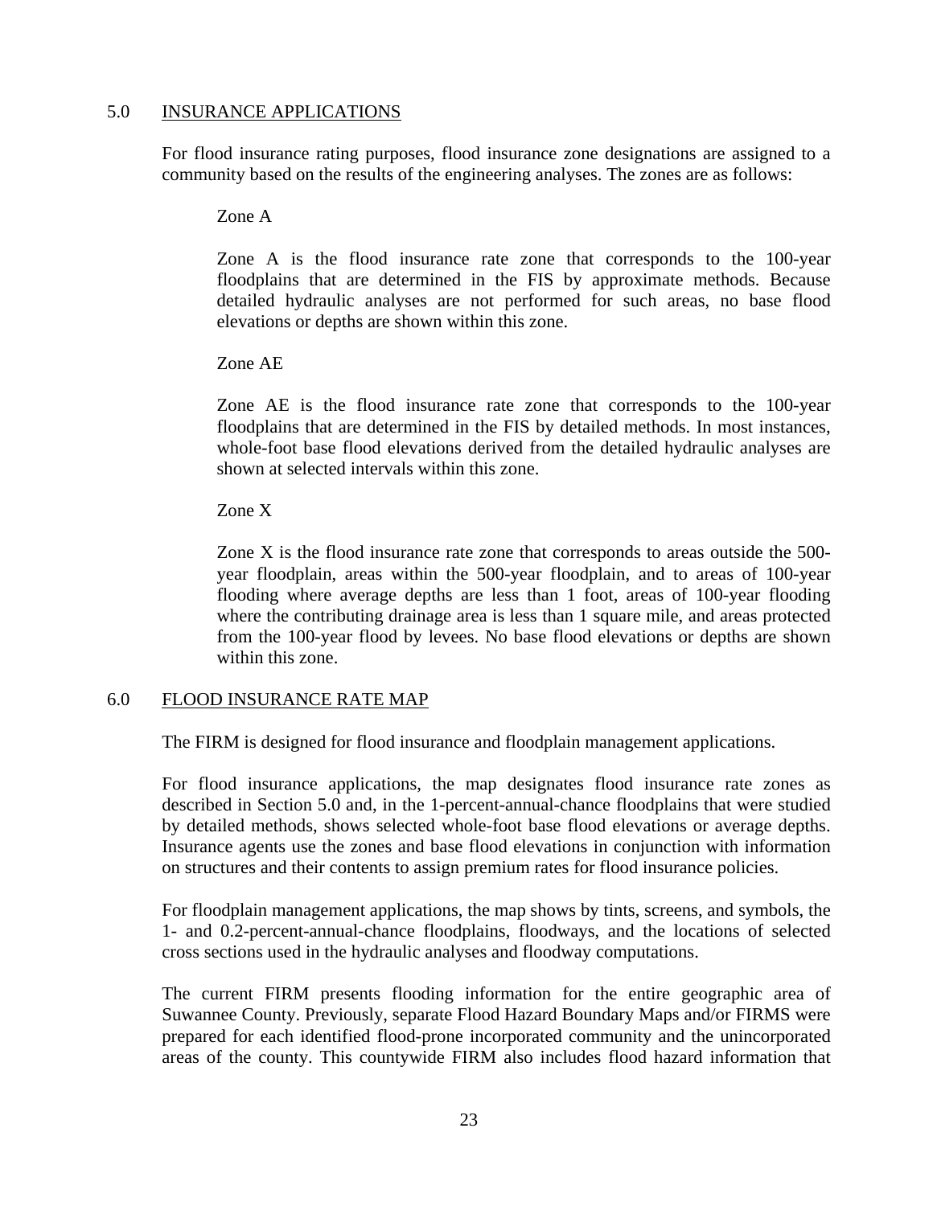## 5.0 INSURANCE APPLICATIONS

For flood insurance rating purposes, flood insurance zone designations are assigned to a community based on the results of the engineering analyses. The zones are as follows:

Zone A

Zone A is the flood insurance rate zone that corresponds to the 100-year floodplains that are determined in the FIS by approximate methods. Because detailed hydraulic analyses are not performed for such areas, no base flood elevations or depths are shown within this zone.

Zone AE

Zone AE is the flood insurance rate zone that corresponds to the 100-year floodplains that are determined in the FIS by detailed methods. In most instances, whole-foot base flood elevations derived from the detailed hydraulic analyses are shown at selected intervals within this zone.

Zone X

Zone X is the flood insurance rate zone that corresponds to areas outside the 500-year floodplain, areas within the 500-year floodplain, and to areas of 100-year flooding where average depths are less than 1 foot, areas of 100-year flooding where the contributing drainage area is less than 1 square mile, and areas protected from the 100-year flood by levees. No base flood elevations or depths are shown within this zone.

## 6.0 FLOOD INSURANCE RATE MAP

The FIRM is designed for flood insurance and floodplain management applications.

For flood insurance applications, the map designates flood insurance rate zones as described in Section 5.0 and, in the 1-percent-annual-chance floodplains that were studied by detailed methods, shows selected whole-foot base flood elevations or average depths. Insurance agents use the zones and base flood elevations in conjunction with information on structures and their contents to assign premium rates for flood insurance policies.

For floodplain management applications, the map shows by tints, screens, and symbols, the 1- and 0.2-percent-annual-chance floodplains, floodways, and the locations of selected cross sections used in the hydraulic analyses and floodway computations.

The current FIRM presents flooding information for the entire geographic area of Suwannee County. Previously, separate Flood Hazard Boundary Maps and/or FIRMS were prepared for each identified flood-prone incorporated community and the unincorporated areas of the county. This countywide FIRM also includes flood hazard information that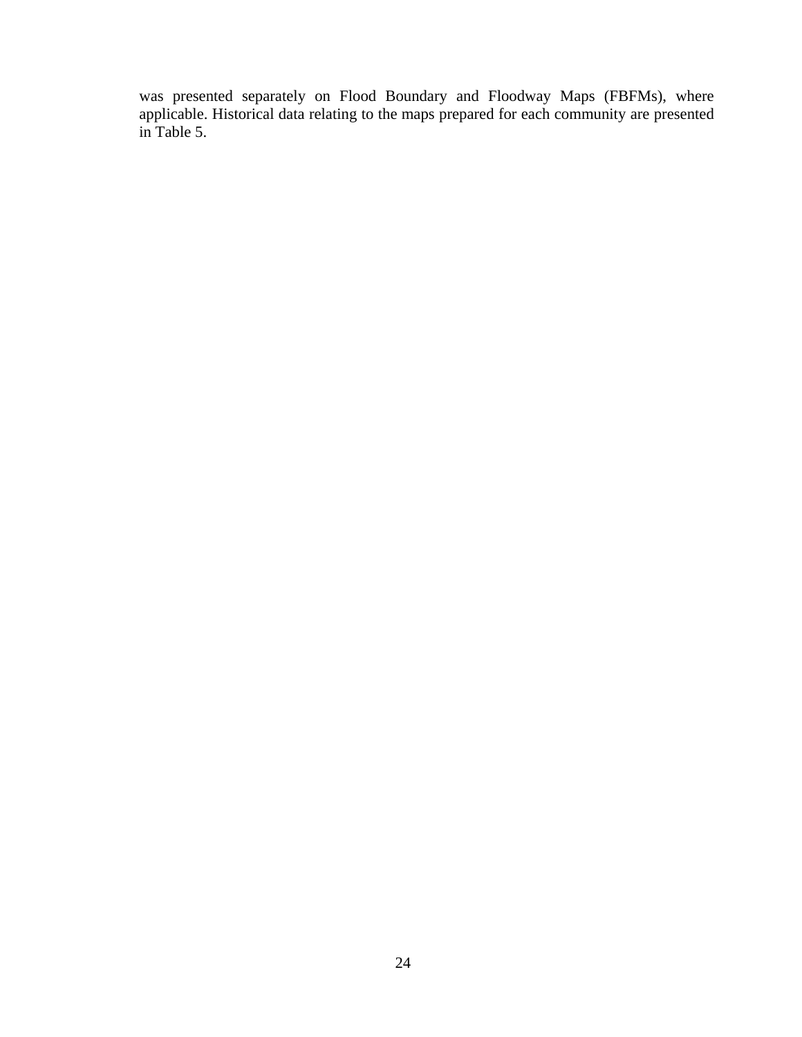was presented separately on Flood Boundary and Floodway Maps (FBFMs), where applicable. Historical data relating to the maps prepared for each community are presented in Table 5.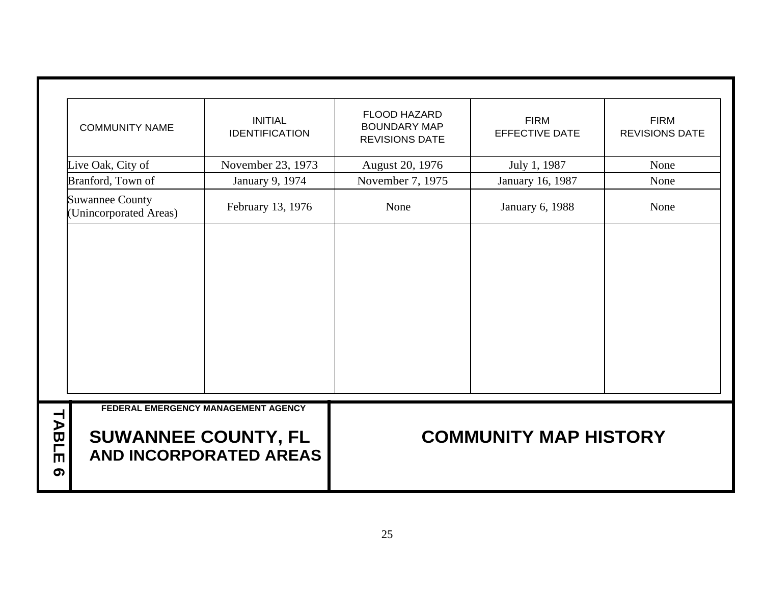| COMMUNITY NAME | INITIAL IDENTIFICATION | FLOOD HAZARD BOUNDARY MAP REVISIONS DATE | FIRM EFFECTIVE DATE | FIRM REVISIONS DATE |
|---|---|---|---|---|
| Live Oak, City of | November 23, 1973 | August 20, 1976 | July 1, 1987 | None |
| Branford, Town of | January 9, 1974 | November 7, 1975 | January 16, 1987 | None |
| Suwannee County (Unincorporated Areas) | February 13, 1976 | None | January 6, 1988 | None |

**TABLE 6**

FEDERAL EMERGENCY MANAGEMENT AGENCY

**SUWANNEE COUNTY, FL AND INCORPORATED AREAS**

**COMMUNITY MAP HISTORY**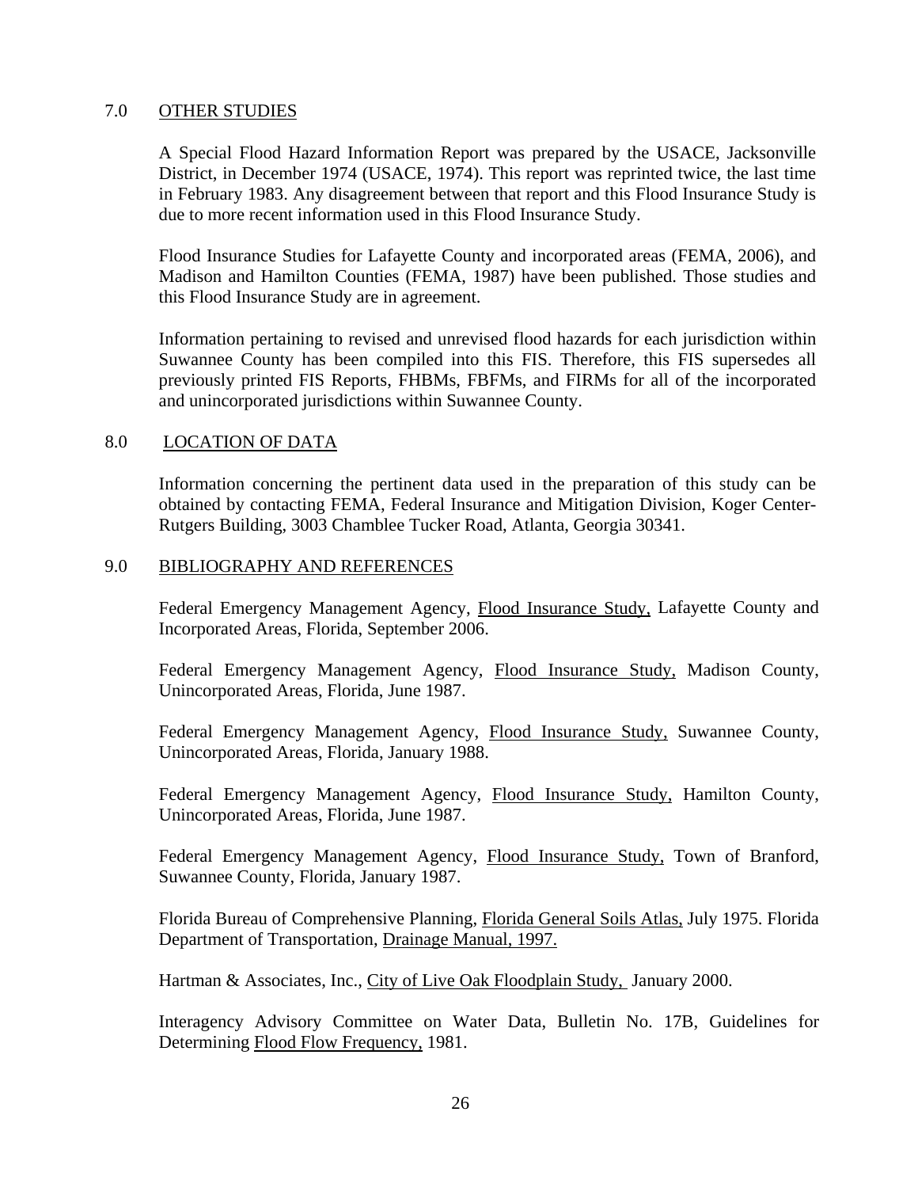## 7.0 OTHER STUDIES

A Special Flood Hazard Information Report was prepared by the USACE, Jacksonville District, in December 1974 (USACE, 1974). This report was reprinted twice, the last time in February 1983. Any disagreement between that report and this Flood Insurance Study is due to more recent information used in this Flood Insurance Study.

Flood Insurance Studies for Lafayette County and incorporated areas (FEMA, 2006), and Madison and Hamilton Counties (FEMA, 1987) have been published. Those studies and this Flood Insurance Study are in agreement.

Information pertaining to revised and unrevised flood hazards for each jurisdiction within Suwannee County has been compiled into this FIS. Therefore, this FIS supersedes all previously printed FIS Reports, FHBMs, FBFMs, and FIRMs for all of the incorporated and unincorporated jurisdictions within Suwannee County.

## 8.0 LOCATION OF DATA

Information concerning the pertinent data used in the preparation of this study can be obtained by contacting FEMA, Federal Insurance and Mitigation Division, Koger Center-Rutgers Building, 3003 Chamblee Tucker Road, Atlanta, Georgia 30341.

## 9.0 BIBLIOGRAPHY AND REFERENCES

Federal Emergency Management Agency, Flood Insurance Study, Lafayette County and Incorporated Areas, Florida, September 2006.

Federal Emergency Management Agency, Flood Insurance Study, Madison County, Unincorporated Areas, Florida, June 1987.

Federal Emergency Management Agency, Flood Insurance Study, Suwannee County, Unincorporated Areas, Florida, January 1988.

Federal Emergency Management Agency, Flood Insurance Study, Hamilton County, Unincorporated Areas, Florida, June 1987.

Federal Emergency Management Agency, Flood Insurance Study, Town of Branford, Suwannee County, Florida, January 1987.

Florida Bureau of Comprehensive Planning, Florida General Soils Atlas, July 1975. Florida Department of Transportation, Drainage Manual, 1997.

Hartman & Associates, Inc., City of Live Oak Floodplain Study, January 2000.

Interagency Advisory Committee on Water Data, Bulletin No. 17B, Guidelines for Determining Flood Flow Frequency, 1981.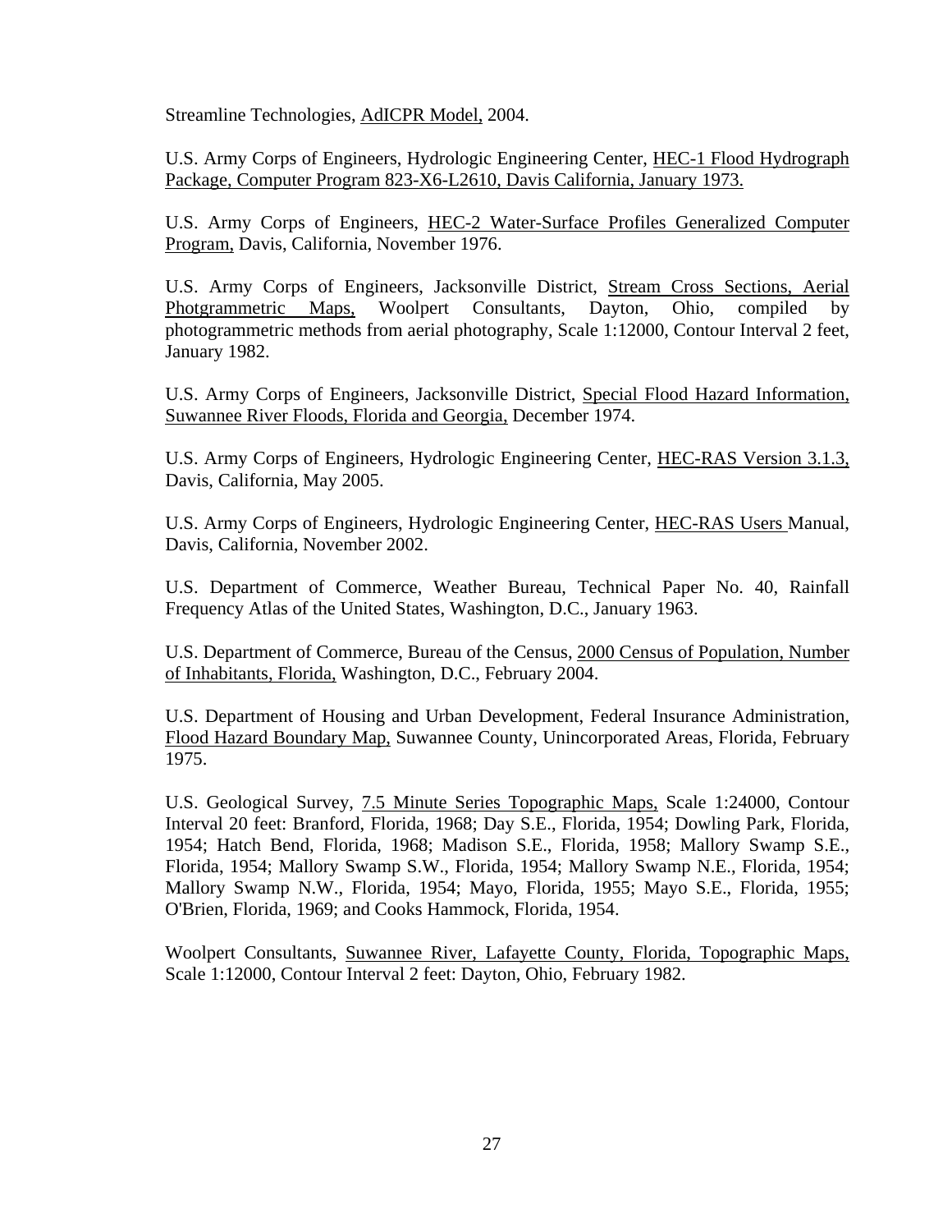Streamline Technologies, AdICPR Model, 2004.

U.S. Army Corps of Engineers, Hydrologic Engineering Center, HEC-1 Flood Hydrograph Package, Computer Program 823-X6-L2610, Davis California, January 1973.

U.S. Army Corps of Engineers, HEC-2 Water-Surface Profiles Generalized Computer Program, Davis, California, November 1976.

U.S. Army Corps of Engineers, Jacksonville District, Stream Cross Sections, Aerial Photgrammetric Maps, Woolpert Consultants, Dayton, Ohio, compiled by photogrammetric methods from aerial photography, Scale 1:12000, Contour Interval 2 feet, January 1982.

U.S. Army Corps of Engineers, Jacksonville District, Special Flood Hazard Information, Suwannee River Floods, Florida and Georgia, December 1974.

U.S. Army Corps of Engineers, Hydrologic Engineering Center, HEC-RAS Version 3.1.3, Davis, California, May 2005.

U.S. Army Corps of Engineers, Hydrologic Engineering Center, HEC-RAS Users Manual, Davis, California, November 2002.

U.S. Department of Commerce, Weather Bureau, Technical Paper No. 40, Rainfall Frequency Atlas of the United States, Washington, D.C., January 1963.

U.S. Department of Commerce, Bureau of the Census, 2000 Census of Population, Number of Inhabitants, Florida, Washington, D.C., February 2004.

U.S. Department of Housing and Urban Development, Federal Insurance Administration, Flood Hazard Boundary Map, Suwannee County, Unincorporated Areas, Florida, February 1975.

U.S. Geological Survey, 7.5 Minute Series Topographic Maps, Scale 1:24000, Contour Interval 20 feet: Branford, Florida, 1968; Day S.E., Florida, 1954; Dowling Park, Florida, 1954; Hatch Bend, Florida, 1968; Madison S.E., Florida, 1958; Mallory Swamp S.E., Florida, 1954; Mallory Swamp S.W., Florida, 1954; Mallory Swamp N.E., Florida, 1954; Mallory Swamp N.W., Florida, 1954; Mayo, Florida, 1955; Mayo S.E., Florida, 1955; O'Brien, Florida, 1969; and Cooks Hammock, Florida, 1954.

Woolpert Consultants, Suwannee River, Lafayette County, Florida, Topographic Maps, Scale 1:12000, Contour Interval 2 feet: Dayton, Ohio, February 1982.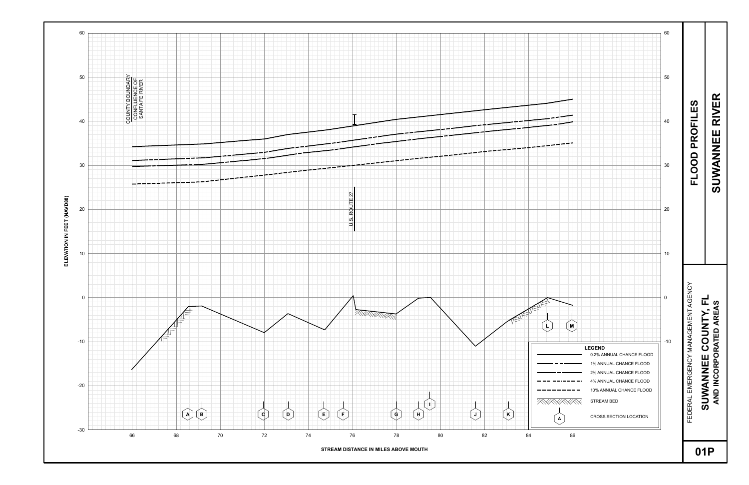# FLOOD PROFILES

## SUWANNEE RIVER

FEDERAL EMERGENCY MANAGEMENT AGENCY

**SUWANNEE COUNTY, FL**
**AND INCORPORATED AREAS**

**01P**

ELEVATION IN FEET (NAVD88)

STREAM DISTANCE IN MILES ABOVE MOUTH

COUNTY BOUNDARY
CONFLUENCE OF SANTA FE RIVER

U.S. ROUTE 27

Cross sections: A, B, C, D, E, F, G, H, I, J, K, L, M

**LEGEND**

- 0.2% ANNUAL CHANCE FLOOD
- 1% ANNUAL CHANCE FLOOD
- 2% ANNUAL CHANCE FLOOD
- 4% ANNUAL CHANCE FLOOD
- 10% ANNUAL CHANCE FLOOD
- STREAM BED
- CROSS SECTION LOCATION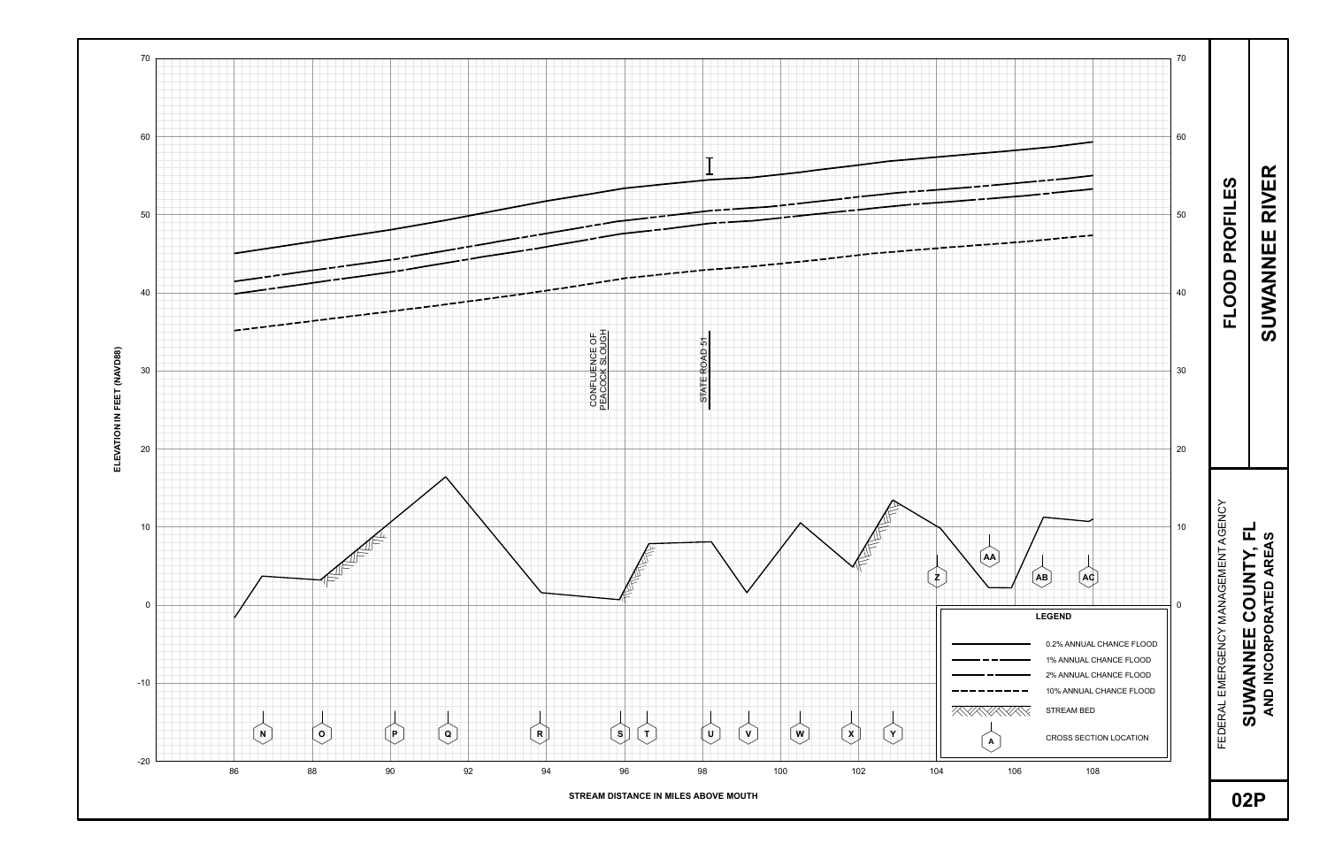# FLOOD PROFILES

## SUWANNEE RIVER

FEDERAL EMERGENCY MANAGEMENT AGENCY

**SUWANNEE COUNTY, FL**
**AND INCORPORATED AREAS**

**02P**

ELEVATION IN FEET (NAVD88)

STREAM DISTANCE IN MILES ABOVE MOUTH

CONFLUENCE OF PEACOCK SLOUGH

STATE ROAD 51

Cross sections: N, O, P, Q, R, S, T, U, V, W, X, Y, Z, AA, AB, AC

**LEGEND**

- 0.2% ANNUAL CHANCE FLOOD
- 1% ANNUAL CHANCE FLOOD
- 2% ANNUAL CHANCE FLOOD
- 10% ANNUAL CHANCE FLOOD
- STREAM BED
- CROSS SECTION LOCATION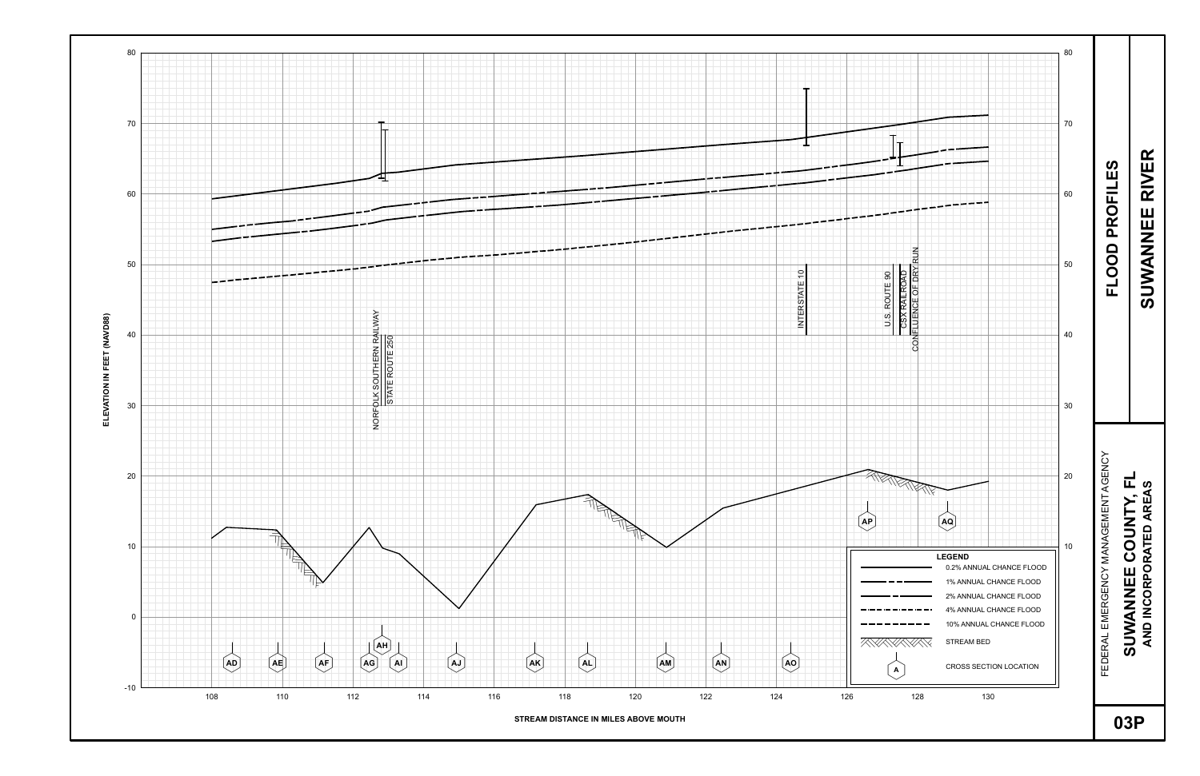# FLOOD PROFILES

## SUWANNEE RIVER

FEDERAL EMERGENCY MANAGEMENT AGENCY

**SUWANNEE COUNTY, FL**
**AND INCORPORATED AREAS**

**03P**

ELEVATION IN FEET (NAVD88)

STREAM DISTANCE IN MILES ABOVE MOUTH

Y-axis: -10, 0, 10, 20, 30, 40, 50, 60, 70, 80

X-axis: 108, 110, 112, 114, 116, 118, 120, 122, 124, 126, 128, 130

NORFOLK SOUTHERN RAILWAY

STATE ROUTE 250

INTERSTATE 10

U.S. ROUTE 90

CSX RAILROAD

CONFLUENCE OF DRY RUN

Cross sections: AD, AE, AF, AG, AH, AI, AJ, AK, AL, AM, AN, AO, AP, AQ

**LEGEND**

- 0.2% ANNUAL CHANCE FLOOD
- 1% ANNUAL CHANCE FLOOD
- 2% ANNUAL CHANCE FLOOD
- 4% ANNUAL CHANCE FLOOD
- 10% ANNUAL CHANCE FLOOD
- STREAM BED
- CROSS SECTION LOCATION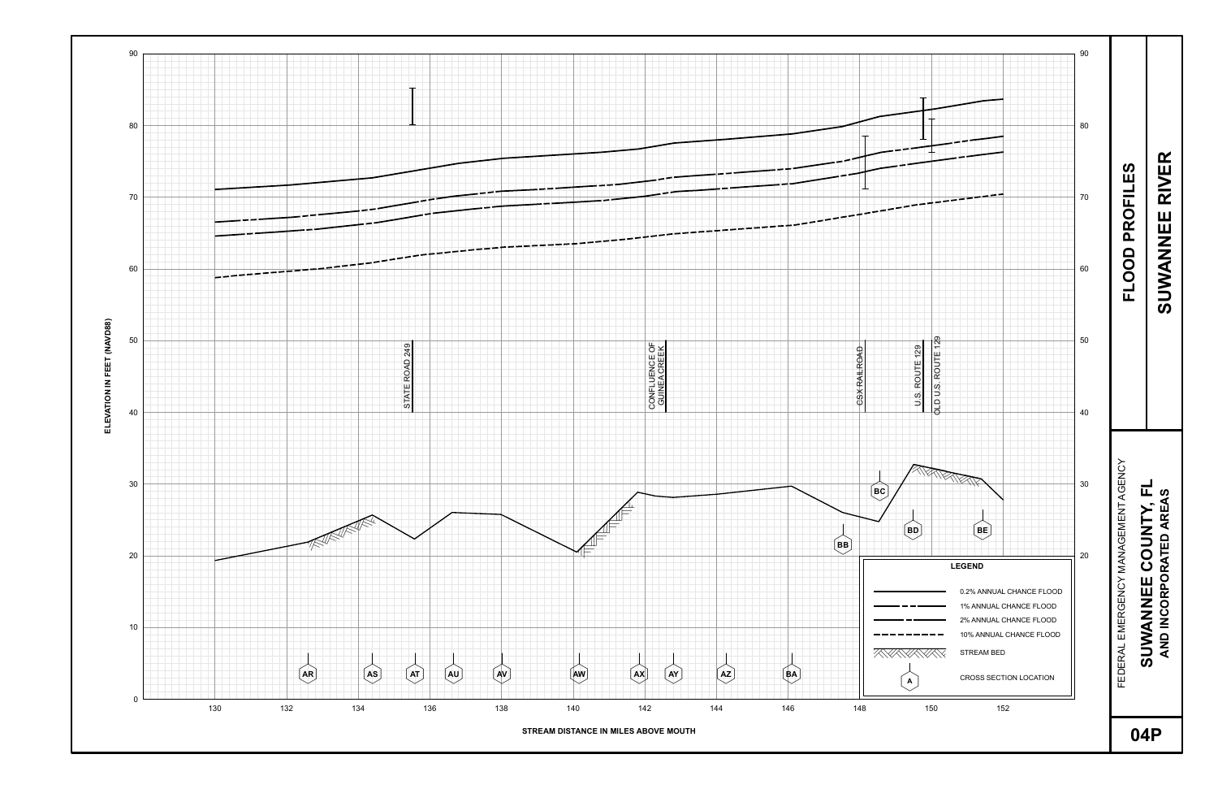# FLOOD PROFILES

## SUWANNEE RIVER

FEDERAL EMERGENCY MANAGEMENT AGENCY

**SUWANNEE COUNTY, FL**
**AND INCORPORATED AREAS**

**04P**

ELEVATION IN FEET (NAVD88)

STREAM DISTANCE IN MILES ABOVE MOUTH

STATE ROAD 249

CONFLUENCE OF GUINEA CREEK

CSX RAILROAD

U.S. ROUTE 129

OLD U.S. ROUTE 129

AR, AS, AT, AU, AV, AW, AX, AY, AZ, BA, BB, BC, BD, BE

**LEGEND**

- 0.2% ANNUAL CHANCE FLOOD
- 1% ANNUAL CHANCE FLOOD
- 2% ANNUAL CHANCE FLOOD
- 10% ANNUAL CHANCE FLOOD
- STREAM BED
- CROSS SECTION LOCATION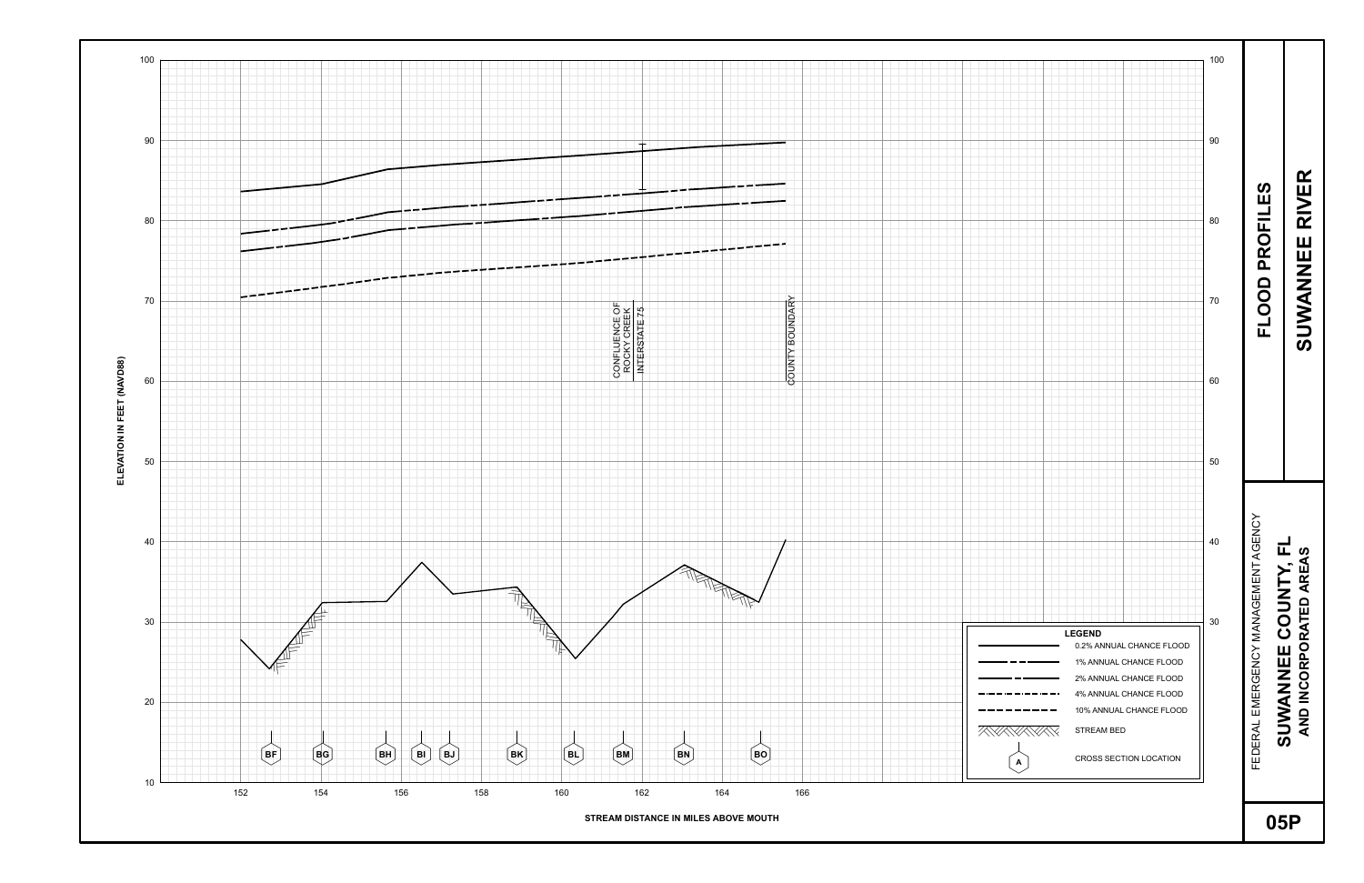# FLOOD PROFILES

## SUWANNEE RIVER

FEDERAL EMERGENCY MANAGEMENT AGENCY

**SUWANNEE COUNTY, FL AND INCORPORATED AREAS**

**05P**

ELEVATION IN FEET (NAVD88)

STREAM DISTANCE IN MILES ABOVE MOUTH

CONFLUENCE OF ROCKY CREEK

INTERSTATE 75

COUNTY BOUNDARY

Cross sections: BF, BG, BH, BI, BJ, BK, BL, BM, BN, BO

**LEGEND**

- 0.2% ANNUAL CHANCE FLOOD
- 1% ANNUAL CHANCE FLOOD
- 2% ANNUAL CHANCE FLOOD
- 4% ANNUAL CHANCE FLOOD
- 10% ANNUAL CHANCE FLOOD
- STREAM BED
- CROSS SECTION LOCATION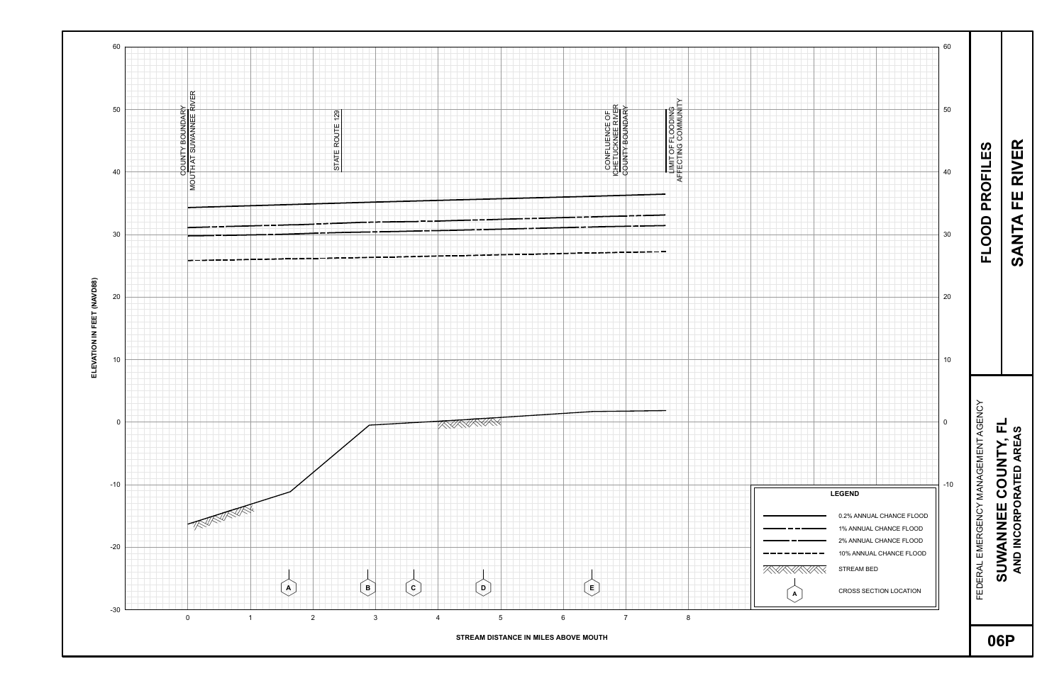# FLOOD PROFILES

## SANTA FE RIVER

FEDERAL EMERGENCY MANAGEMENT AGENCY

**SUWANNEE COUNTY, FL**
**AND INCORPORATED AREAS**

**06P**

ELEVATION IN FEET (NAVD88)

60
50
40
30
20
10
0
-10
-20
-30

STREAM DISTANCE IN MILES ABOVE MOUTH

0 1 2 3 4 5 6 7 8

COUNTY BOUNDARY
MOUTH AT SUWANNEE RIVER

STATE ROUTE 129

CONFLUENCE OF ICHETUCKNEE RIVER
COUNTY BOUNDARY

LIMIT OF FLOODING AFFECTING COMMUNITY

A B C D E

**LEGEND**

0.2% ANNUAL CHANCE FLOOD
1% ANNUAL CHANCE FLOOD
2% ANNUAL CHANCE FLOOD
10% ANNUAL CHANCE FLOOD
STREAM BED
A CROSS SECTION LOCATION